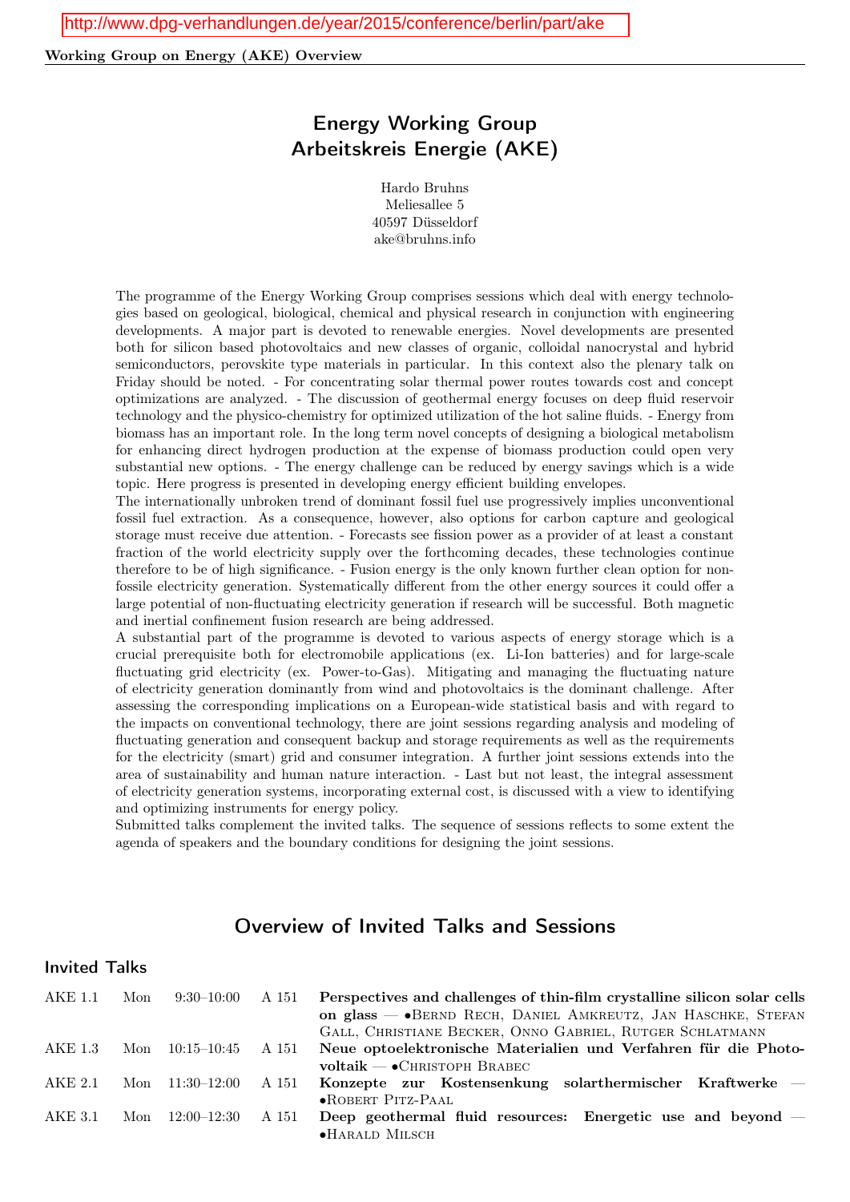http://www.dpg-verhandlungen.de/year/2015/conference/berlin/part/ake

# Energy Working Group
# Arbeitskreis Energie (AKE)

Hardo Bruhns
Meliesallee 5
40597 Düsseldorf
ake@bruhns.info

The programme of the Energy Working Group comprises sessions which deal with energy technologies based on geological, biological, chemical and physical research in conjunction with engineering developments. A major part is devoted to renewable energies. Novel developments are presented both for silicon based photovoltaics and new classes of organic, colloidal nanocrystal and hybrid semiconductors, perovskite type materials in particular. In this context also the plenary talk on Friday should be noted. - For concentrating solar thermal power routes towards cost and concept optimizations are analyzed. - The discussion of geothermal energy focuses on deep fluid reservoir technology and the physico-chemistry for optimized utilization of the hot saline fluids. - Energy from biomass has an important role. In the long term novel concepts of designing a biological metabolism for enhancing direct hydrogen production at the expense of biomass production could open very substantial new options. - The energy challenge can be reduced by energy savings which is a wide topic. Here progress is presented in developing energy efficient building envelopes.

The internationally unbroken trend of dominant fossil fuel use progressively implies unconventional fossil fuel extraction. As a consequence, however, also options for carbon capture and geological storage must receive due attention. - Forecasts see fission power as a provider of at least a constant fraction of the world electricity supply over the forthcoming decades, these technologies continue therefore to be of high significance. - Fusion energy is the only known further clean option for non-fossile electricity generation. Systematically different from the other energy sources it could offer a large potential of non-fluctuating electricity generation if research will be successful. Both magnetic and inertial confinement fusion research are being addressed.

A substantial part of the programme is devoted to various aspects of energy storage which is a crucial prerequisite both for electromobile applications (ex. Li-Ion batteries) and for large-scale fluctuating grid electricity (ex. Power-to-Gas). Mitigating and managing the fluctuating nature of electricity generation dominantly from wind and photovoltaics is the dominant challenge. After assessing the corresponding implications on a European-wide statistical basis and with regard to the impacts on conventional technology, there are joint sessions regarding analysis and modeling of fluctuating generation and consequent backup and storage requirements as well as the requirements for the electricity (smart) grid and consumer integration. A further joint sessions extends into the area of sustainability and human nature interaction. - Last but not least, the integral assessment of electricity generation systems, incorporating external cost, is discussed with a view to identifying and optimizing instruments for energy policy.

Submitted talks complement the invited talks. The sequence of sessions reflects to some extent the agenda of speakers and the boundary conditions for designing the joint sessions.

## Overview of Invited Talks and Sessions

### Invited Talks

| | | | | |
|---|---|---|---|---|
| AKE 1.1 | Mon | 9:30–10:00 | A 151 | **Perspectives and challenges of thin-film crystalline silicon solar cells on glass** — •Bernd Rech, Daniel Amkreutz, Jan Haschke, Stefan Gall, Christiane Becker, Onno Gabriel, Rutger Schlatmann |
| AKE 1.3 | Mon | 10:15–10:45 | A 151 | **Neue optoelektronische Materialien und Verfahren für die Photovoltaik** — •Christoph Brabec |
| AKE 2.1 | Mon | 11:30–12:00 | A 151 | **Konzepte zur Kostensenkung solarthermischer Kraftwerke** — •Robert Pitz-Paal |
| AKE 3.1 | Mon | 12:00–12:30 | A 151 | **Deep geothermal fluid resources: Energetic use and beyond** — •Harald Milsch |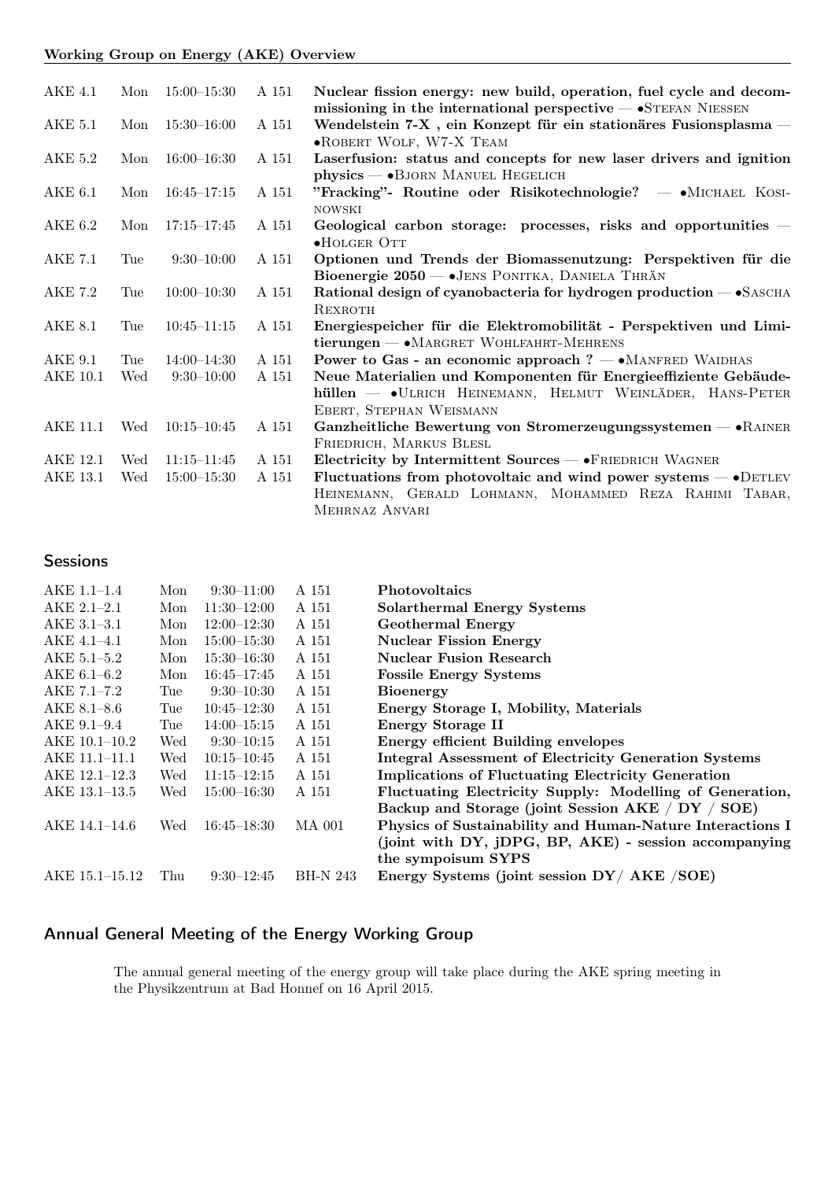| | | | | |
|---|---|---|---|---|
| AKE 4.1 | Mon | 15:00–15:30 | A 151 | **Nuclear fission energy: new build, operation, fuel cycle and decommissioning in the international perspective** — •Stefan Niessen |
| AKE 5.1 | Mon | 15:30–16:00 | A 151 | **Wendelstein 7-X , ein Konzept für ein stationäres Fusionsplasma** — •Robert Wolf, W7-X Team |
| AKE 5.2 | Mon | 16:00–16:30 | A 151 | **Laserfusion: status and concepts for new laser drivers and ignition physics** — •Bjorn Manuel Hegelich |
| AKE 6.1 | Mon | 16:45–17:15 | A 151 | **"Fracking"- Routine oder Risikotechnologie?** — •Michael Kosinowski |
| AKE 6.2 | Mon | 17:15–17:45 | A 151 | **Geological carbon storage: processes, risks and opportunities** — •Holger Ott |
| AKE 7.1 | Tue | 9:30–10:00 | A 151 | **Optionen und Trends der Biomassenutzung: Perspektiven für die Bioenergie 2050** — •Jens Ponitka, Daniela Thrän |
| AKE 7.2 | Tue | 10:00–10:30 | A 151 | **Rational design of cyanobacteria for hydrogen production** — •Sascha Rexroth |
| AKE 8.1 | Tue | 10:45–11:15 | A 151 | **Energiespeicher für die Elektromobilität - Perspektiven und Limitierungen** — •Margret Wohlfahrt-Mehrens |
| AKE 9.1 | Tue | 14:00–14:30 | A 151 | **Power to Gas - an economic approach ?** — •Manfred Waidhas |
| AKE 10.1 | Wed | 9:30–10:00 | A 151 | **Neue Materialien und Komponenten für Energieeffiziente Gebäudehüllen** — •Ulrich Heinemann, Helmut Weinläder, Hans-Peter Ebert, Stephan Weismann |
| AKE 11.1 | Wed | 10:15–10:45 | A 151 | **Ganzheitliche Bewertung von Stromerzeugungssystemen** — •Rainer Friedrich, Markus Blesl |
| AKE 12.1 | Wed | 11:15–11:45 | A 151 | **Electricity by Intermittent Sources** — •Friedrich Wagner |
| AKE 13.1 | Wed | 15:00–15:30 | A 151 | **Fluctuations from photovoltaic and wind power systems** — •Detlev Heinemann, Gerald Lohmann, Mohammed Reza Rahimi Tabar, Mehrnaz Anvari |

## Sessions

| | | | | |
|---|---|---|---|---|
| AKE 1.1–1.4 | Mon | 9:30–11:00 | A 151 | **Photovoltaics** |
| AKE 2.1–2.1 | Mon | 11:30–12:00 | A 151 | **Solarthermal Energy Systems** |
| AKE 3.1–3.1 | Mon | 12:00–12:30 | A 151 | **Geothermal Energy** |
| AKE 4.1–4.1 | Mon | 15:00–15:30 | A 151 | **Nuclear Fission Energy** |
| AKE 5.1–5.2 | Mon | 15:30–16:30 | A 151 | **Nuclear Fusion Research** |
| AKE 6.1–6.2 | Mon | 16:45–17:45 | A 151 | **Fossile Energy Systems** |
| AKE 7.1–7.2 | Tue | 9:30–10:30 | A 151 | **Bioenergy** |
| AKE 8.1–8.6 | Tue | 10:45–12:30 | A 151 | **Energy Storage I, Mobility, Materials** |
| AKE 9.1–9.4 | Tue | 14:00–15:15 | A 151 | **Energy Storage II** |
| AKE 10.1–10.2 | Wed | 9:30–10:15 | A 151 | **Energy efficient Building envelopes** |
| AKE 11.1–11.1 | Wed | 10:15–10:45 | A 151 | **Integral Assessment of Electricity Generation Systems** |
| AKE 12.1–12.3 | Wed | 11:15–12:15 | A 151 | **Implications of Fluctuating Electricity Generation** |
| AKE 13.1–13.5 | Wed | 15:00–16:30 | A 151 | **Fluctuating Electricity Supply: Modelling of Generation, Backup and Storage (joint Session AKE / DY / SOE)** |
| AKE 14.1–14.6 | Wed | 16:45–18:30 | MA 001 | **Physics of Sustainability and Human-Nature Interactions I (joint with DY, jDPG, BP, AKE) - session accompanying the sympoisum SYPS** |
| AKE 15.1–15.12 | Thu | 9:30–12:45 | BH-N 243 | **Energy Systems (joint session DY/ AKE /SOE)** |

## Annual General Meeting of the Energy Working Group

The annual general meeting of the energy group will take place during the AKE spring meeting in the Physikzentrum at Bad Honnef on 16 April 2015.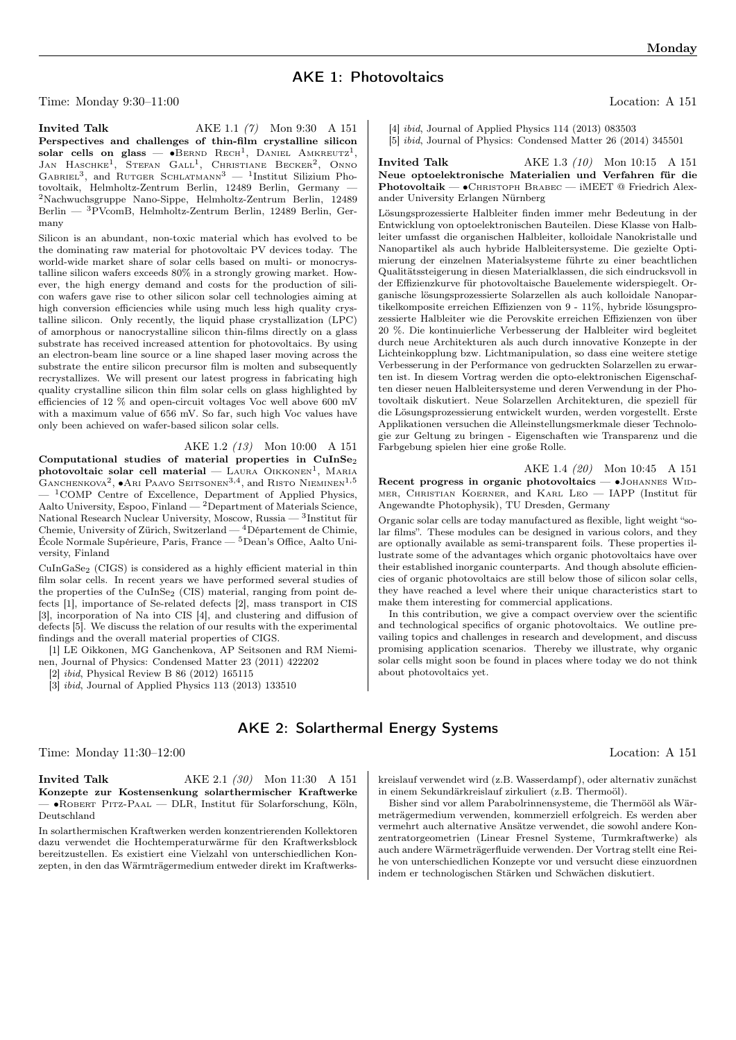## AKE 1: Photovoltaics

Time: Monday 9:30–11:00 Location: A 151

**Invited Talk** AKE 1.1 *(7)* Mon 9:30 A 151
**Perspectives and challenges of thin-film crystalline silicon solar cells on glass** — •Bernd Rech[1], Daniel Amkreutz[1], Jan Haschke[1], Stefan Gall[1], Christiane Becker[2], Onno Gabriel[3], and Rutger Schlatmann[3] — [1]Institut Silizium Photovoltaik, Helmholtz-Zentrum Berlin, 12489 Berlin, Germany — [2]Nachwuchsgruppe Nano-Sippe, Helmholtz-Zentrum Berlin, 12489 Berlin — [3]PVcomB, Helmholtz-Zentrum Berlin, 12489 Berlin, Germany

Silicon is an abundant, non-toxic material which has evolved to be the dominating raw material for photovoltaic PV devices today. The world-wide market share of solar cells based on multi- or monocrystalline silicon wafers exceeds 80% in a strongly growing market. However, the high energy demand and costs for the production of silicon wafers gave rise to other silicon solar cell technologies aiming at high conversion efficiencies while using much less high quality crystalline silicon. Only recently, the liquid phase crystallization (LPC) of amorphous or nanocrystalline silicon thin-films directly on a glass substrate has received increased attention for photovoltaics. By using an electron-beam line source or a line shaped laser moving across the substrate the entire silicon precursor film is molten and subsequently recrystallizes. We will present our latest progress in fabricating high quality crystalline silicon thin film solar cells on glass highlighted by efficiencies of 12 % and open-circuit voltages Voc well above 600 mV with a maximum value of 656 mV. So far, such high Voc values have only been achieved on wafer-based silicon solar cells.

AKE 1.2 *(13)* Mon 10:00 A 151
**Computational studies of material properties in $CuInSe_2$ photovoltaic solar cell material** — Laura Oikkonen[1], Maria Ganchenkova[2], •Ari Paavo Seitsonen[3,4], and Risto Nieminen[1,5] — [1]COMP Centre of Excellence, Department of Applied Physics, Aalto University, Espoo, Finland — [2]Department of Materials Science, National Research Nuclear University, Moscow, Russia — [3]Institut für Chemie, University of Zürich, Switzerland — [4]Département de Chimie, École Normale Supérieure, Paris, France — [5]Dean's Office, Aalto University, Finland

$CuInGaSe_2$ (CIGS) is considered as a highly efficient material in thin film solar cells. In recent years we have performed several studies of the properties of the $CuInSe_2$ (CIS) material, ranging from point defects [1], importance of Se-related defects [2], mass transport in CIS [3], incorporation of Na into CIS [4], and clustering and diffusion of defects [5]. We discuss the relation of our results with the experimental findings and the overall material properties of CIGS.

[1] LE Oikkonen, MG Ganchenkova, AP Seitsonen and RM Nieminen, Journal of Physics: Condensed Matter 23 (2011) 422202
[2] *ibid*, Physical Review B 86 (2012) 165115
[3] *ibid*, Journal of Applied Physics 113 (2013) 133510
[4] *ibid*, Journal of Applied Physics 114 (2013) 083503
[5] *ibid*, Journal of Physics: Condensed Matter 26 (2014) 345501

**Invited Talk** AKE 1.3 *(10)* Mon 10:15 A 151
**Neue optoelektronische Materialien und Verfahren für die Photovoltaik** — •Christoph Brabec — iMEET @ Friedrich Alexander University Erlangen Nürnberg

Lösungsprozessierte Halbleiter finden immer mehr Bedeutung in der Entwicklung von optoelektronischen Bauteilen. Diese Klasse von Halbleiter umfasst die organischen Halbleiter, kolloidale Nanokristalle und Nanopartikel als auch hybride Halbleitersysteme. Die gezielte Optimierung der einzelnen Materialsysteme führte zu einer beachtlichen Qualitätssteigerung in diesen Materialklassen, die sich eindrucksvoll in der Effizienzkurve für photovoltaische Bauelemente widerspiegelt. Organische lösungsprozessierte Solarzellen als auch kolloidale Nanopartikelkomposite erreichen Effizienzen von 9 - 11%, hybride lösungsprozessierte Halbleiter wie die Perovskite erreichen Effizienzen von über 20 %. Die kontinuierliche Verbesserung der Halbleiter wird begleitet durch neue Architekturen als auch durch innovative Konzepte in der Lichteinkopplung bzw. Lichtmanipulation, so dass eine weitere stetige Verbesserung in der Performance von gedruckten Solarzellen zu erwarten ist. In diesem Vortrag werden die opto-elektronischen Eigenschaften dieser neuen Halbleitersysteme und deren Verwendung in der Photovoltaik diskutiert. Neue Solarzellen Architekturen, die speziell für die Lösungsprozessierung entwickelt wurden, werden vorgestellt. Erste Applikationen versuchen die Alleinstellungsmerkmale dieser Technologie zur Geltung zu bringen - Eigenschaften wie Transparenz und die Farbgebung spielen hier eine große Rolle.

AKE 1.4 *(20)* Mon 10:45 A 151
**Recent progress in organic photovoltaics** — •Johannes Widmer, Christian Koerner, and Karl Leo — IAPP (Institut für Angewandte Photophysik), TU Dresden, Germany

Organic solar cells are today manufactured as flexible, light weight "solar films". These modules can be designed in various colors, and they are optionally available as semi-transparent foils. These properties illustrate some of the advantages which organic photovoltaics have over their established inorganic counterparts. And though absolute efficiencies of organic photovoltaics are still below those of silicon solar cells, they have reached a level where their unique characteristics start to make them interesting for commercial applications.

In this contribution, we give a compact overview over the scientific and technological specifics of organic photovoltaics. We outline prevailing topics and challenges in research and development, and discuss promising application scenarios. Thereby we illustrate, why organic solar cells might soon be found in places where today we do not think about photovoltaics yet.

## AKE 2: Solarthermal Energy Systems

Time: Monday 11:30–12:00 Location: A 151

**Invited Talk** AKE 2.1 *(30)* Mon 11:30 A 151
**Konzepte zur Kostensenkung solarthermischer Kraftwerke** — •Robert Pitz-Paal — DLR, Institut für Solarforschung, Köln, Deutschland

In solarthermischen Kraftwerken werden konzentrierenden Kollektoren dazu verwendet die Hochtemperaturwärme für den Kraftwerksblock bereitzustellen. Es existiert eine Vielzahl von unterschiedlichen Konzepten, in den das Wärmträgermedium entweder direkt im Kraftwerkskreislauf verwendet wird (z.B. Wasserdampf), oder alternativ zunächst in einem Sekundärkreislauf zirkuliert (z.B. Thermoöl).

Bisher sind vor allem Parabolrinnensysteme, die Thermööl als Wärmeträgermedium verwenden, kommerziell erfolgreich. Es werden aber vermehrt auch alternative Ansätze verwendet, die sowohl andere Konzentratorgeometrien (Linear Fresnel Systeme, Turmkraftwerke) als auch andere Wärmeträgerfluide verwenden. Der Vortrag stellt eine Reihe von unterschiedlichen Konzepte vor und versucht diese einzuordnen indem er technologischen Stärken und Schwächen diskutiert.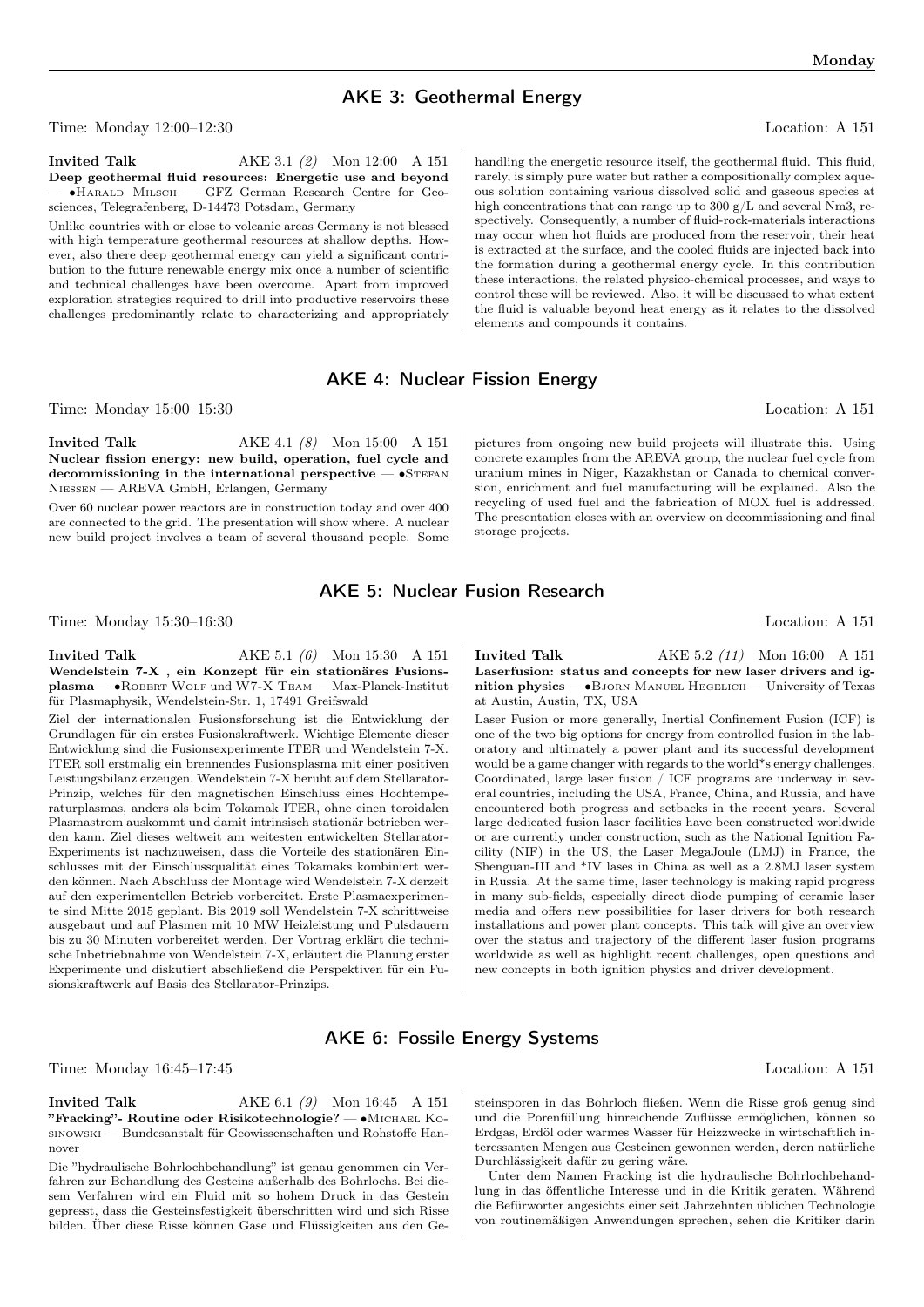## AKE 3: Geothermal Energy

Time: Monday 12:00–12:30 Location: A 151

**Invited Talk** AKE 3.1 *(2)* Mon 12:00 A 151
**Deep geothermal fluid resources: Energetic use and beyond** — •Harald Milsch — GFZ German Research Centre for Geosciences, Telegrafenberg, D-14473 Potsdam, Germany

Unlike countries with or close to volcanic areas Germany is not blessed with high temperature geothermal resources at shallow depths. However, also there deep geothermal energy can yield a significant contribution to the future renewable energy mix once a number of scientific and technical challenges have been overcome. Apart from improved exploration strategies required to drill into productive reservoirs these challenges predominantly relate to characterizing and appropriately handling the energetic resource itself, the geothermal fluid. This fluid, rarely, is simply pure water but rather a compositionally complex aqueous solution containing various dissolved solid and gaseous species at high concentrations that can range up to 300 g/L and several Nm3, respectively. Consequently, a number of fluid-rock-materials interactions may occur when hot fluids are produced from the reservoir, their heat is extracted at the surface, and the cooled fluids are injected back into the formation during a geothermal energy cycle. In this contribution these interactions, the related physico-chemical processes, and ways to control these will be reviewed. Also, it will be discussed to what extent the fluid is valuable beyond heat energy as it relates to the dissolved elements and compounds it contains.

## AKE 4: Nuclear Fission Energy

Time: Monday 15:00–15:30 Location: A 151

**Invited Talk** AKE 4.1 *(8)* Mon 15:00 A 151
**Nuclear fission energy: new build, operation, fuel cycle and decommissioning in the international perspective** — •Stefan Niessen — AREVA GmbH, Erlangen, Germany

Over 60 nuclear power reactors are in construction today and over 400 are connected to the grid. The presentation will show where. A nuclear new build project involves a team of several thousand people. Some pictures from ongoing new build projects will illustrate this. Using concrete examples from the AREVA group, the nuclear fuel cycle from uranium mines in Niger, Kazakhstan or Canada to chemical conversion, enrichment and fuel manufacturing will be explained. Also the recycling of used fuel and the fabrication of MOX fuel is addressed. The presentation closes with an overview on decommissioning and final storage projects.

## AKE 5: Nuclear Fusion Research

Time: Monday 15:30–16:30 Location: A 151

**Invited Talk** AKE 5.1 *(6)* Mon 15:30 A 151
**Wendelstein 7-X , ein Konzept für ein stationäres Fusionsplasma** — •Robert Wolf und W7-X Team — Max-Planck-Institut für Plasmaphysik, Wendelstein-Str. 1, 17491 Greifswald

Ziel der internationalen Fusionsforschung ist die Entwicklung der Grundlagen für ein erstes Fusionskraftwerk. Wichtige Elemente dieser Entwicklung sind die Fusionsexperimente ITER und Wendelstein 7-X. ITER soll erstmalig ein brennendes Fusionsplasma mit einer positiven Leistungsbilanz erzeugen. Wendelstein 7-X beruht auf dem Stellarator-Prinzip, welches für den magnetischen Einschluss eines Hochtemperaturplasmas, anders als beim Tokamak ITER, ohne einen toroidalen Plasmastrom auskommt und damit intrinsisch stationär betrieben werden kann. Ziel dieses weltweit am weitesten entwickelten Stellarator-Experiments ist nachzuweisen, dass die Vorteile des stationären Einschlusses mit der Einschlussqualität eines Tokamaks kombiniert werden können. Nach Abschluss der Montage wird Wendelstein 7-X derzeit auf den experimentellen Betrieb vorbereitet. Erste Plasmaexperimente sind Mitte 2015 geplant. Bis 2019 soll Wendelstein 7-X schrittweise ausgebaut und auf Plasmen mit 10 MW Heizleistung und Pulsdauern bis zu 30 Minuten vorbereitet werden. Der Vortrag erklärt die technische Inbetriebnahme von Wendelstein 7-X, erläutert die Planung erster Experimente und diskutiert abschließend die Perspektiven für ein Fusionskraftwerk auf Basis des Stellarator-Prinzips.

**Invited Talk** AKE 5.2 *(11)* Mon 16:00 A 151
**Laserfusion: status and concepts for new laser drivers and ignition physics** — •Bjorn Manuel Hegelich — University of Texas at Austin, Austin, TX, USA

Laser Fusion or more generally, Inertial Confinement Fusion (ICF) is one of the two big options for energy from controlled fusion in the laboratory and ultimately a power plant and its successful development would be a game changer with regards to the world*s energy challenges. Coordinated, large laser fusion / ICF programs are underway in several countries, including the USA, France, China, and Russia, and have encountered both progress and setbacks in the recent years. Several large dedicated fusion laser facilities have been constructed worldwide or are currently under construction, such as the National Ignition Facility (NIF) in the US, the Laser MegaJoule (LMJ) in France, the Shenguan-III and *IV lases in China as well as a 2.8MJ laser system in Russia. At the same time, laser technology is making rapid progress in many sub-fields, especially direct diode pumping of ceramic laser media and offers new possibilities for laser drivers for both research installations and power plant concepts. This talk will give an overview over the status and trajectory of the different laser fusion programs worldwide as well as highlight recent challenges, open questions and new concepts in both ignition physics and driver development.

## AKE 6: Fossile Energy Systems

Time: Monday 16:45–17:45 Location: A 151

**Invited Talk** AKE 6.1 *(9)* Mon 16:45 A 151
**"Fracking"- Routine oder Risikotechnologie?** — •Michael Kosinowski — Bundesanstalt für Geowissenschaften und Rohstoffe Hannover

Die "hydraulische Bohrlochbehandlung" ist genau genommen ein Verfahren zur Behandlung des Gesteins außerhalb des Bohrlochs. Bei diesem Verfahren wird ein Fluid mit so hohem Druck in das Gestein gepresst, dass die Gesteinsfestigkeit überschritten wird und sich Risse bilden. Über diese Risse können Gase und Flüssigkeiten aus den Gesteinsporen in das Bohrloch fließen. Wenn die Risse groß genug sind und die Porenfüllung hinreichende Zuflüsse ermöglichen, können so Erdgas, Erdöl oder warmes Wasser für Heizzwecke in wirtschaftlich interessanten Mengen aus Gesteinen gewonnen werden, deren natürliche Durchlässigkeit dafür zu gering wäre.

Unter dem Namen Fracking ist die hydraulische Bohrlochbehandlung in das öffentliche Interesse und in die Kritik geraten. Während die Befürworter angesichts einer seit Jahrzehnten üblichen Technologie von routinemäßigen Anwendungen sprechen, sehen die Kritiker darin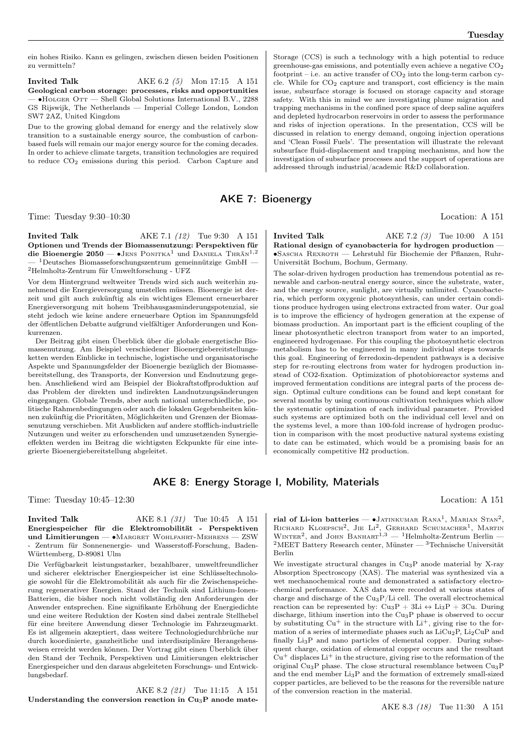ein hohes Risiko. Kann es gelingen, zwischen diesen beiden Positionen zu vermitteln?

**Invited Talk** AKE 6.2 *(5)* Mon 17:15 A 151

**Geological carbon storage: processes, risks and opportunities** — •Holger Ott — Shell Global Solutions International B.V., 2288 GS Rijswijk, The Netherlands — Imperial College London, London SW7 2AZ, United Kingdom

Due to the growing global demand for energy and the relatively slow transition to a sustainable energy source, the combustion of carbon-based fuels will remain our major energy source for the coming decades. In order to achieve climate targets, transition technologies are required to reduce $CO_2$ emissions during this period. Carbon Capture and Storage (CCS) is such a technology with a high potential to reduce greenhouse-gas emissions, and potentially even achieve a negative $CO_2$ footprint – i.e. an active transfer of $CO_2$ into the long-term carbon cycle. While for $CO_2$ capture and transport, cost efficiency is the main issue, subsurface storage is focused on storage capacity and storage safety. With this in mind we are investigating plume migration and trapping mechanisms in the confined pore space of deep saline aquifers and depleted hydrocarbon reservoirs in order to assess the performance and risks of injection operations. In the presentation, CCS will be discussed in relation to energy demand, ongoing injection operations and 'Clean Fossil Fuels'. The presentation will illustrate the relevant subsurface fluid-displacement and trapping mechanisms, and how the investigation of subsurface processes and the support of operations are addressed through industrial/academic R&D collaboration.

## AKE 7: Bioenergy

Time: Tuesday 9:30–10:30 Location: A 151

**Invited Talk** AKE 7.1 *(12)* Tue 9:30 A 151

**Optionen und Trends der Biomassenutzung: Perspektiven für die Bioenergie 2050** — •Jens Ponitka[1] und Daniela Thrän[1,2] — [1]Deutsches Biomasseforschungszentrum gemeinnützige GmbH — [2]Helmholtz-Zentrum für Umweltforschung - UFZ

Vor dem Hintergrund weltweiter Trends wird sich auch weiterhin zunehmend die Energieversorgung umstellen müssen. Bioenergie ist derzeit und gilt auch zukünftig als ein wichtiges Element erneuerbarer Energieversorgung mit hohem Treibhausgasminderungspotenzial, sie steht jedoch wie keine andere erneuerbare Option im Spannungsfeld der öffentlichen Debatte aufgrund vielfältiger Anforderungen und Konkurrenzen.

Der Beitrag gibt einen Überblick über die globale energetische Biomassenutzung. Am Beispiel verschiedener Bioenergiebereitstellungsketten werden Einblicke in technische, logistische und organisatorische Aspekte und Spannungsfelder der Bioenergie bezüglich der Biomassebereitstellung, des Transports, der Konversion und Endnutzung gegeben. Anschließend wird am Beispiel der Biokraftstoffproduktion auf das Problem der direkten und indirekten Landnutzungsänderungen eingegangen. Globale Trends, aber auch national unterschiedliche, politische Rahmenbedingungen oder auch die lokalen Gegebenheiten können zukünftig die Prioritäten, Möglichkeiten und Grenzen der Biomassenutzung verschieben. Mit Ausblicken auf andere stofflich-industrielle Nutzungen und weiter zu erforschenden und umzusetzenden Synergieeffekten werden im Beitrag die wichtigsten Eckpunkte für eine integrierte Bioenergiebereitstellung abgeleitet.

**Invited Talk** AKE 7.2 *(3)* Tue 10:00 A 151

**Rational design of cyanobacteria for hydrogen production** — •Sascha Rexroth — Lehrstuhl für Biochemie der Pflanzen, Ruhr-Universität Bochum, Bochum, Germany.

The solar-driven hydrogen production has tremendous potential as renewable and carbon-neutral energy source, since the substrate, water, and the energy source, sunlight, are virtually unlimited. Cyanobacteria, which perform oxygenic photosynthesis, can under certain conditions produce hydrogen using electrons extracted from water. Our goal is to improve the efficiency of hydrogen generation at the expense of biomass production. An important part is the efficient coupling of the linear photosynthetic electron transport from water to an imported, engineered hydrogenase. For this coupling the photosynthetic electron metabolism has to be engineered in many individual steps towards this goal. Engineering of ferredoxin-dependent pathways is a decisive step for re-routing electrons from water for hydrogen production instead of CO2-fixation. Optimization of photobioreactor systems and improved fermentation conditions are integral parts of the process design. Optimal culture conditions can be found and kept constant for several months by using continuous cultivation techniques which allow the systematic optimization of each individual parameter. Provided such systems are optimized both on the individual cell level and on the systems level, a more than 100-fold increase of hydrogen production in comparison with the most productive natural systems existing to date can be estimated, which would be a promising basis for an economically competitive H2 production.

## AKE 8: Energy Storage I, Mobility, Materials

Time: Tuesday 10:45–12:30 Location: A 151

**Invited Talk** AKE 8.1 *(31)* Tue 10:45 A 151

**Energiespeicher für die Elektromobilität - Perspektiven und Limitierungen** — •Margret Wohlfahrt-Mehrens — ZSW - Zentrum für Sonnenenergie- und Wasserstoff-Forschung, Baden-Württemberg, D-89081 Ulm

Die Verfügbarkeit leistungsstarker, bezahlbarer, umweltfreundlicher und sicherer elektrischer Energiespeicher ist eine Schlüsseltechnologie sowohl für die Elektromobilität als auch für die Zwischenspeicherung regenerativer Energien. Stand der Technik sind Lithium-Ionen-Batterien, die bisher noch nicht vollständig den Anforderungen der Anwender entsprechen. Eine signifikante Erhöhung der Energiedichte und eine weitere Reduktion der Kosten sind dabei zentrale Stellhebel für eine breitere Anwendung dieser Technologie im Fahrzeugmarkt. Es ist allgemein akzeptiert, dass weitere Technologiedurchbrüche nur durch koordinierte, ganzheitliche und interdisziplinäre Herangehensweisen erreicht werden können. Der Vortrag gibt einen Überblick über den Stand der Technik, Perspektiven und Limitierungen elektrischer Energiespeicher und den daraus abgeleiteten Forschungs- und Entwicklungsbedarf.

AKE 8.2 *(21)* Tue 11:15 A 151

**Understanding the conversion reaction in $Cu_3P$ anode material of Li-ion batteries** — •Jatinkumar Rana[1], Marian Stan[2], Richard Kloepsch[2], Jie Li[2], Gerhard Schumacher[1], Martin Winter[2], and John Banhart[1,3] — [1]Helmholtz-Zentrum Berlin — [2]MEET Battery Research center, Münster — [3]Technische Universität Berlin

We investigate structural changes in $Cu_3P$ anode material by X-ray Absorption Spectroscopy (XAS). The material was synthesized via a wet mechanochemical route and demonstrated a satisfactory electrochemical performance. XAS data were recorded at various states of charge and discharge of the $Cu_3P$/Li cell. The overall electrochemical reaction can be represented by: $Cu_3P + 3Li \leftrightarrow Li_3P + 3Cu$. During discharge, lithium insertion into the $Cu_3P$ phase is observed to occur by substituting $Cu^+$ in the structure with $Li^+$, giving rise to the formation of a series of intermediate phases such as $LiCu_2P$, $Li_2CuP$ and finally $Li_3P$ and nano particles of elemental copper. During subsequent charge, oxidation of elemental copper occurs and the resultant $Cu^+$ displaces $Li^+$ in the structure, giving rise to the reformation of the original $Cu_3P$ phase. The close structural resemblance between $Cu_3P$ and the end member $Li_3P$ and the formation of extremely small-sized copper particles, are believed to be the reasons for the reversible nature of the conversion reaction in the material.

AKE 8.3 *(18)* Tue 11:30 A 151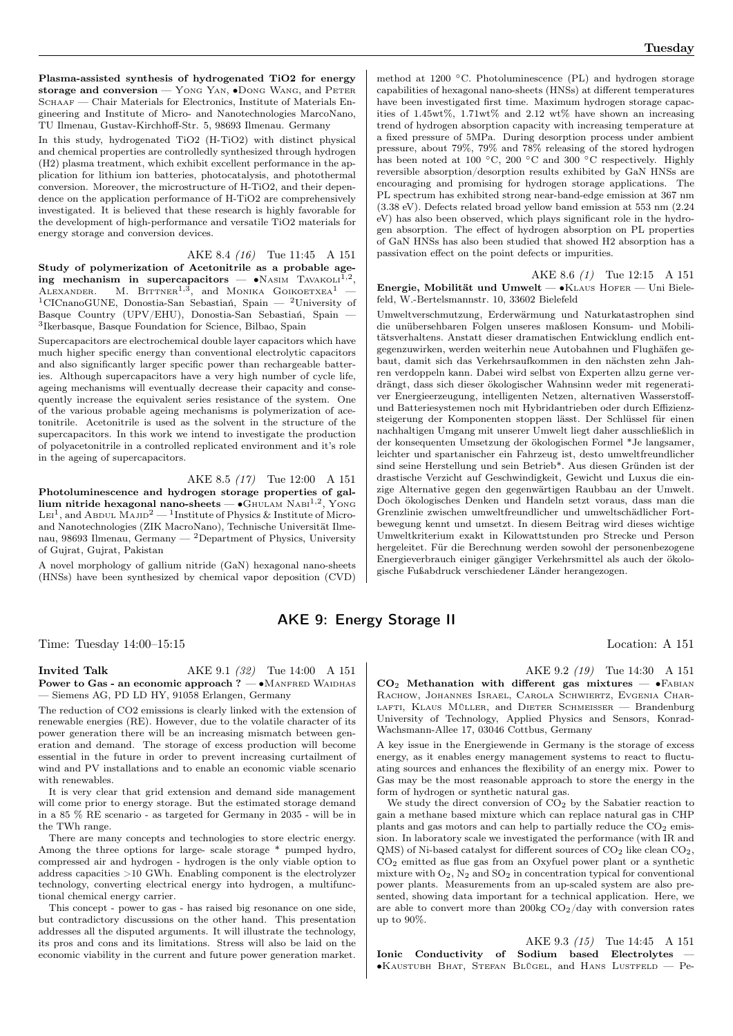**Plasma-assisted synthesis of hydrogenated TiO2 for energy storage and conversion** — Yong Yan, •Dong Wang, and Peter Schaaf — Chair Materials for Electronics, Institute of Materials Engineering and Institute of Micro- and Nanotechnologies MarcoNano, TU Ilmenau, Gustav-Kirchhoff-Str. 5, 98693 Ilmenau. Germany

In this study, hydrogenated TiO2 (H-TiO2) with distinct physical and chemical properties are controlledly synthesized through hydrogen (H2) plasma treatment, which exhibit excellent performance in the application for lithium ion batteries, photocatalysis, and photothermal conversion. Moreover, the microstructure of H-TiO2, and their dependence on the application performance of H-TiO2 are comprehensively investigated. It is believed that these research is highly favorable for the development of high-performance and versatile TiO2 materials for energy storage and conversion devices.

AKE 8.4 *(16)* Tue 11:45 A 151

**Study of polymerization of Acetonitrile as a probable ageing mechanism in supercapacitors** — •Nasim Tavakoli[1,2], Alexander. M. Bittner[1,3], and Monika Goikoetxea[1] — [1]CICnanoGUNE, Donostia-San Sebastiań, Spain — [2]University of Basque Country (UPV/EHU), Donostia-San Sebastiań, Spain — [3]Ikerbasque, Basque Foundation for Science, Bilbao, Spain

Supercapacitors are electrochemical double layer capacitors which have much higher specific energy than conventional electrolytic capacitors and also significantly larger specific power than rechargeable batteries. Although supercapacitors have a very high number of cycle life, ageing mechanisms will eventually decrease their capacity and consequently increase the equivalent series resistance of the system. One of the various probable ageing mechanisms is polymerization of acetonitrile. Acetonitrile is used as the solvent in the structure of the supercapacitors. In this work we intend to investigate the production of polyacetonitrile in a controlled replicated environment and it's role in the ageing of supercapacitors.

AKE 8.5 *(17)* Tue 12:00 A 151

**Photoluminescence and hydrogen storage properties of gallium nitride hexagonal nano-sheets** — •Ghulam Nabi[1,2], Yong Lei[1], and Abdul Majid[2] — [1]Institute of Physics & Institute of Micro- and Nanotechnologies (ZIK MacroNano), Technische Universität Ilmenau, 98693 Ilmenau, Germany — [2]Department of Physics, University of Gujrat, Gujrat, Pakistan

A novel morphology of gallium nitride (GaN) hexagonal nano-sheets (HNSs) have been synthesized by chemical vapor deposition (CVD) method at 1200 °C. Photoluminescence (PL) and hydrogen storage capabilities of hexagonal nano-sheets (HNSs) at different temperatures have been investigated first time. Maximum hydrogen storage capacities of 1.45wt%, 1.71wt% and 2.12 wt% have shown an increasing trend of hydrogen absorption capacity with increasing temperature at a fixed pressure of 5MPa. During desorption process under ambient pressure, about 79%, 79% and 78% releasing of the stored hydrogen has been noted at 100 °C, 200 °C and 300 °C respectively. Highly reversible absorption/desorption results exhibited by GaN HNSs are encouraging and promising for hydrogen storage applications. The PL spectrum has exhibited strong near-band-edge emission at 367 nm (3.38 eV). Defects related broad yellow band emission at 553 nm (2.24 eV) has also been observed, which plays significant role in the hydrogen absorption. The effect of hydrogen absorption on PL properties of GaN HNSs has also been studied that showed H2 absorption has a passivation effect on the point defects or impurities.

AKE 8.6 *(1)* Tue 12:15 A 151

**Energie, Mobilität und Umwelt** — •Klaus Hofer — Uni Bielefeld, W.-Bertelsmannstr. 10, 33602 Bielefeld

Umweltverschmutzung, Erderwärmung und Naturkatastrophen sind die unübersehbaren Folgen unseres maßlosen Konsum- und Mobilitätsverhaltens. Anstatt dieser dramatischen Entwicklung endlich entgegenzuwirken, werden weiterhin neue Autobahnen und Flughäfen gebaut, damit sich das Verkehrsaufkommen in den nächsten zehn Jahren verdoppeln kann. Dabei wird selbst von Experten allzu gerne verdrängt, dass sich dieser ökologischer Wahnsinn weder mit regenerativer Energieerzeugung, intelligenten Netzen, alternativen Wasserstoff- und Batteriesystemen noch mit Hybridantrieben oder durch Effizienzsteigerung der Komponenten stoppen lässt. Der Schlüssel für einen nachhaltigen Umgang mit unserer Umwelt liegt daher ausschließlich in der konsequenten Umsetzung der ökologischen Formel *Je langsamer, leichter und spartanischer ein Fahrzeug ist, desto umweltfreundlicher sind seine Herstellung und sein Betrieb*. Aus diesen Gründen ist der drastische Verzicht auf Geschwindigkeit, Gewicht und Luxus die einzige Alternative gegen den gegenwärtigen Raubbau an der Umwelt. Doch ökologisches Denken und Handeln setzt voraus, dass man die Grenzlinie zwischen umweltfreundlicher und umweltschädlicher Fortbewegung kennt und umsetzt. In diesem Beitrag wird dieses wichtige Umweltkriterium exakt in Kilowattstunden pro Strecke und Person hergeleitet. Für die Berechnung werden sowohl der personenbezogene Energieverbrauch einiger gängiger Verkehrsmittel als auch der ökologische Fußabdruck verschiedener Länder herangezogen.

## AKE 9: Energy Storage II

Time: Tuesday 14:00–15:15 Location: A 151

**Invited Talk** AKE 9.1 *(32)* Tue 14:00 A 151

**Power to Gas - an economic approach ?** — •Manfred Waidhas — Siemens AG, PD LD HY, 91058 Erlangen, Germany

The reduction of CO2 emissions is clearly linked with the extension of renewable energies (RE). However, due to the volatile character of its power generation there will be an increasing mismatch between generation and demand. The storage of excess production will become essential in the future in order to prevent increasing curtailment of wind and PV installations and to enable an economic viable scenario with renewables.

It is very clear that grid extension and demand side management will come prior to energy storage. But the estimated storage demand in a 85 % RE scenario - as targeted for Germany in 2035 - will be in the TWh range.

There are many concepts and technologies to store electric energy. Among the three options for large- scale storage * pumped hydro, compressed air and hydrogen - hydrogen is the only viable option to address capacities >10 GWh. Enabling component is the electrolyzer technology, converting electrical energy into hydrogen, a multifunctional chemical energy carrier.

This concept - power to gas - has raised big resonance on one side, but contradictory discussions on the other hand. This presentation addresses all the disputed arguments. It will illustrate the technology, its pros and cons and its limitations. Stress will also be laid on the economic viability in the current and future power generation market.

AKE 9.2 *(19)* Tue 14:30 A 151

**$CO_2$ Methanation with different gas mixtures** — •Fabian Rachow, Johannes Israel, Carola Schwiertz, Evgenia Charlafti, Klaus Müller, and Dieter Schmeisser — Brandenburg University of Technology, Applied Physics and Sensors, Konrad-Wachsmann-Allee 17, 03046 Cottbus, Germany

A key issue in the Energiewende in Germany is the storage of excess energy, as it enables energy management systems to react to fluctuating sources and enhances the flexibility of an energy mix. Power to Gas may be the most reasonable approach to store the energy in the form of hydrogen or synthetic natural gas.

We study the direct conversion of $CO_2$ by the Sabatier reaction to gain a methane based mixture which can replace natural gas in CHP plants and gas motors and can help to partially reduce the $CO_2$ emission. In laboratory scale we investigated the performance (with IR and QMS) of Ni-based catalyst for different sources of $CO_2$ like clean $CO_2$, $CO_2$ emitted as flue gas from an Oxyfuel power plant or a synthetic mixture with $O_2$, $N_2$ and $SO_2$ in concentration typical for conventional power plants. Measurements from an up-scaled system are also presented, showing data important for a technical application. Here, we are able to convert more than 200kg $CO_2$/day with conversion rates up to 90%.

AKE 9.3 *(15)* Tue 14:45 A 151

**Ionic Conductivity of Sodium based Electrolytes** — •Kaustubh Bhat, Stefan Blügel, and Hans Lustfeld — Pe-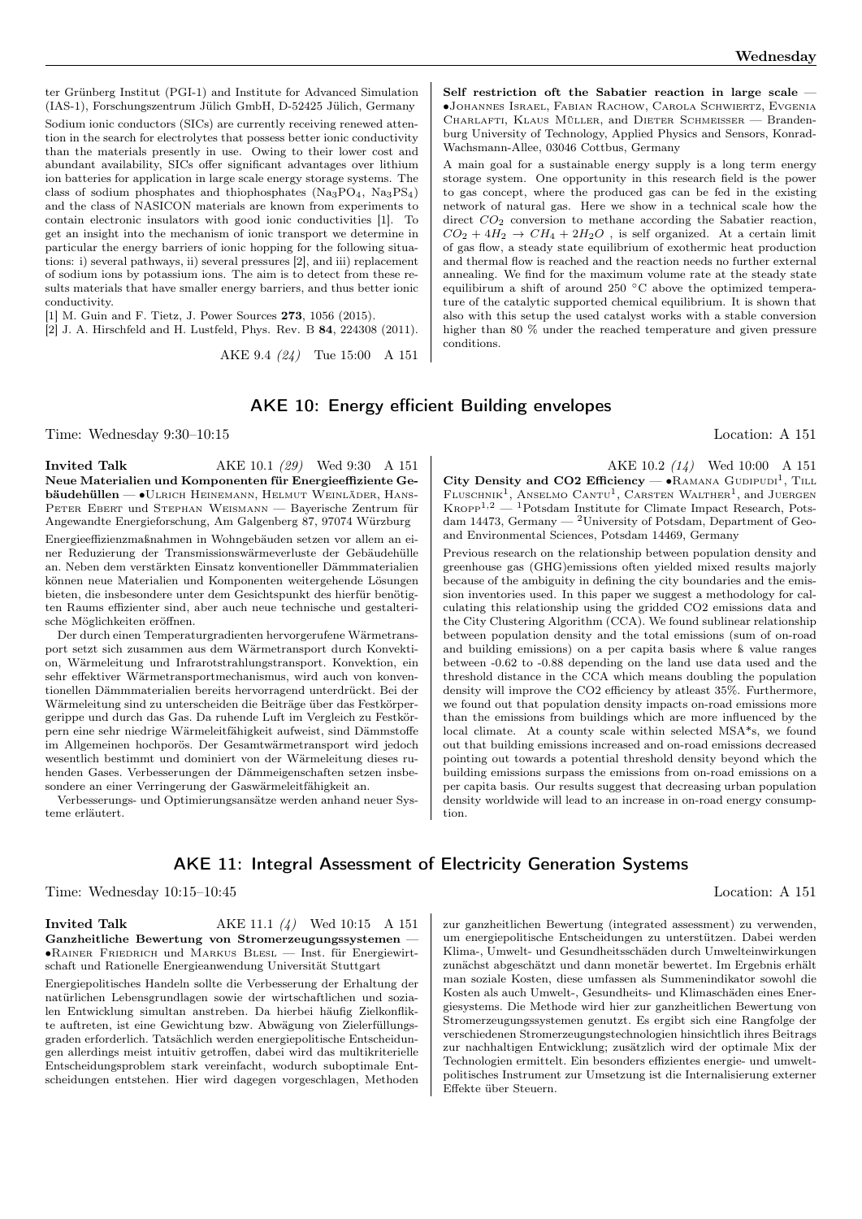ter Grünberg Institut (PGI-1) and Institute for Advanced Simulation (IAS-1), Forschungszentrum Jülich GmbH, D-52425 Jülich, Germany

Sodium ionic conductors (SICs) are currently receiving renewed attention in the search for electrolytes that possess better ionic conductivity than the materials presently in use. Owing to their lower cost and abundant availability, SICs offer significant advantages over lithium ion batteries for application in large scale energy storage systems. The class of sodium phosphates and thiophosphates ($Na_3PO_4$, $Na_3PS_4$) and the class of NASICON materials are known from experiments to contain electronic insulators with good ionic conductivities [1]. To get an insight into the mechanism of ionic transport we determine in particular the energy barriers of ionic hopping for the following situations: i) several pathways, ii) several pressures [2], and iii) replacement of sodium ions by potassium ions. The aim is to detect from these results materials that have smaller energy barriers, and thus better ionic conductivity.

[1] M. Guin and F. Tietz, J. Power Sources **273**, 1056 (2015).
[2] J. A. Hirschfeld and H. Lustfeld, Phys. Rev. B **84**, 224308 (2011).

AKE 9.4 *(24)* Tue 15:00 A 151

**Self restriction oft the Sabatier reaction in large scale** — •Johannes Israel, Fabian Rachow, Carola Schwiertz, Evgenia Charlafti, Klaus Müller, and Dieter Schmeisser — Brandenburg University of Technology, Applied Physics and Sensors, Konrad-Wachsmann-Allee, 03046 Cottbus, Germany

A main goal for a sustainable energy supply is a long term energy storage system. One opportunity in this research field is the power to gas concept, where the produced gas can be fed in the existing network of natural gas. Here we show in a technical scale how the direct $CO_2$ conversion to methane according the Sabatier reaction, $CO_2 + 4H_2 \rightarrow CH_4 + 2H_2O$ , is self organized. At a certain limit of gas flow, a steady state equilibrium of exothermic heat production and thermal flow is reached and the reaction needs no further external annealing. We find for the maximum volume rate at the steady state equilibirum a shift of around 250 °C above the optimized temperature of the catalytic supported chemical equilibrium. It is shown that also with this setup the used catalyst works with a stable conversion higher than 80 % under the reached temperature and given pressure conditions.

## AKE 10: Energy efficient Building envelopes

Time: Wednesday 9:30–10:15 Location: A 151

**Invited Talk** AKE 10.1 *(29)* Wed 9:30 A 151
**Neue Materialien und Komponenten für Energieeffiziente Gebäudehüllen** — •Ulrich Heinemann, Helmut Weinläder, Hans-Peter Ebert und Stephan Weismann — Bayerische Zentrum für Angewandte Energieforschung, Am Galgenberg 87, 97074 Würzburg

Energieeffizienzmaßnahmen in Wohngebäuden setzen vor allem an einer Reduzierung der Transmissionswärmeverluste der Gebäudehülle an. Neben dem verstärkten Einsatz konventioneller Dämmmaterialien können neue Materialien und Komponenten weitergehende Lösungen bieten, die insbesondere unter dem Gesichtspunkt des hierfür benötigten Raums effizienter sind, aber auch neue technische und gestalterische Möglichkeiten eröffnen.

Der durch einen Temperaturgradienten hervorgerufene Wärmetransport setzt sich zusammen aus dem Wärmetransport durch Konvektion, Wärmeleitung und Infrarotstrahlungstransport. Konvektion, ein sehr effektiver Wärmetransportmechanismus, wird auch von konventionellen Dämmmaterialien bereits hervorragend unterdrückt. Bei der Wärmeleitung sind zu unterscheiden die Beiträge über das Festkörpergerippe und durch das Gas. Da ruhende Luft im Vergleich zu Festkörpern eine sehr niedrige Wärmeleitfähigkeit aufweist, sind Dämmstoffe im Allgemeinen hochporös. Der Gesamtwärmetransport wird jedoch wesentlich bestimmt und dominiert von der Wärmeleitung dieses ruhenden Gases. Verbesserungen der Dämmeigenschaften setzen insbesondere an einer Verringerung der Gaswärmeleitfähigkeit an.

Verbesserungs- und Optimierungsansätze werden anhand neuer Systeme erläutert.

AKE 10.2 *(14)* Wed 10:00 A 151
**City Density and CO2 Efficiency** — •Ramana Gudipudi[1], Till Fluschnik[1], Anselmo Cantu[1], Carsten Walther[1], and Juergen Kropp[1,2] — [1]Potsdam Institute for Climate Impact Research, Potsdam 14473, Germany — [2]University of Potsdam, Department of Geo- and Environmental Sciences, Potsdam 14469, Germany

Previous research on the relationship between population density and greenhouse gas (GHG)emissions often yielded mixed results majorly because of the ambiguity in defining the city boundaries and the emission inventories used. In this paper we suggest a methodology for calculating this relationship using the gridded CO2 emissions data and the City Clustering Algorithm (CCA). We found sublinear relationship between population density and the total emissions (sum of on-road and building emissions) on a per capita basis where ß value ranges between -0.62 to -0.88 depending on the land use data used and the threshold distance in the CCA which means doubling the population density will improve the CO2 efficiency by atleast 35%. Furthermore, we found out that population density impacts on-road emissions more than the emissions from buildings which are more influenced by the local climate. At a county scale within selected MSA*s, we found out that building emissions increased and on-road emissions decreased pointing out towards a potential threshold density beyond which the building emissions surpass the emissions from on-road emissions on a per capita basis. Our results suggest that decreasing urban population density worldwide will lead to an increase in on-road energy consumption.

## AKE 11: Integral Assessment of Electricity Generation Systems

Time: Wednesday 10:15–10:45 Location: A 151

**Invited Talk** AKE 11.1 *(4)* Wed 10:15 A 151
**Ganzheitliche Bewertung von Stromerzeugungssystemen** — •Rainer Friedrich und Markus Blesl — Inst. für Energiewirtschaft und Rationelle Energieanwendung Universität Stuttgart

Energiepolitisches Handeln sollte die Verbesserung der Erhaltung der natürlichen Lebensgrundlagen sowie der wirtschaftlichen und sozialen Entwicklung simultan anstreben. Da hierbei häufig Zielkonflikte auftreten, ist eine Gewichtung bzw. Abwägung von Zielerfüllungsgraden erforderlich. Tatsächlich werden energiepolitische Entscheidungen allerdings meist intuitiv getroffen, dabei wird das multikriterielle Entscheidungsproblem stark vereinfacht, wodurch suboptimale Entscheidungen entstehen. Hier wird dagegen vorgeschlagen, Methoden zur ganzheitlichen Bewertung (integrated assessment) zu verwenden, um energiepolitische Entscheidungen zu unterstützen. Dabei werden Klima-, Umwelt- und Gesundheitsschäden durch Umwelteinwirkungen zunächst abgeschätzt und dann monetär bewertet. Im Ergebnis erhält man soziale Kosten, diese umfassen als Summenindikator sowohl die Kosten als auch Umwelt-, Gesundheits- und Klimaschäden eines Energiesystems. Die Methode wird hier zur ganzheitlichen Bewertung von Stromerzeugungssystemen genutzt. Es ergibt sich eine Rangfolge der verschiedenen Stromerzeugungstechnologien hinsichtlich ihres Beitrags zur nachhaltigen Entwicklung; zusätzlich wird der optimale Mix der Technologien ermittelt. Ein besonders effizientes energie- und umweltpolitisches Instrument zur Umsetzung ist die Internalisierung externer Effekte über Steuern.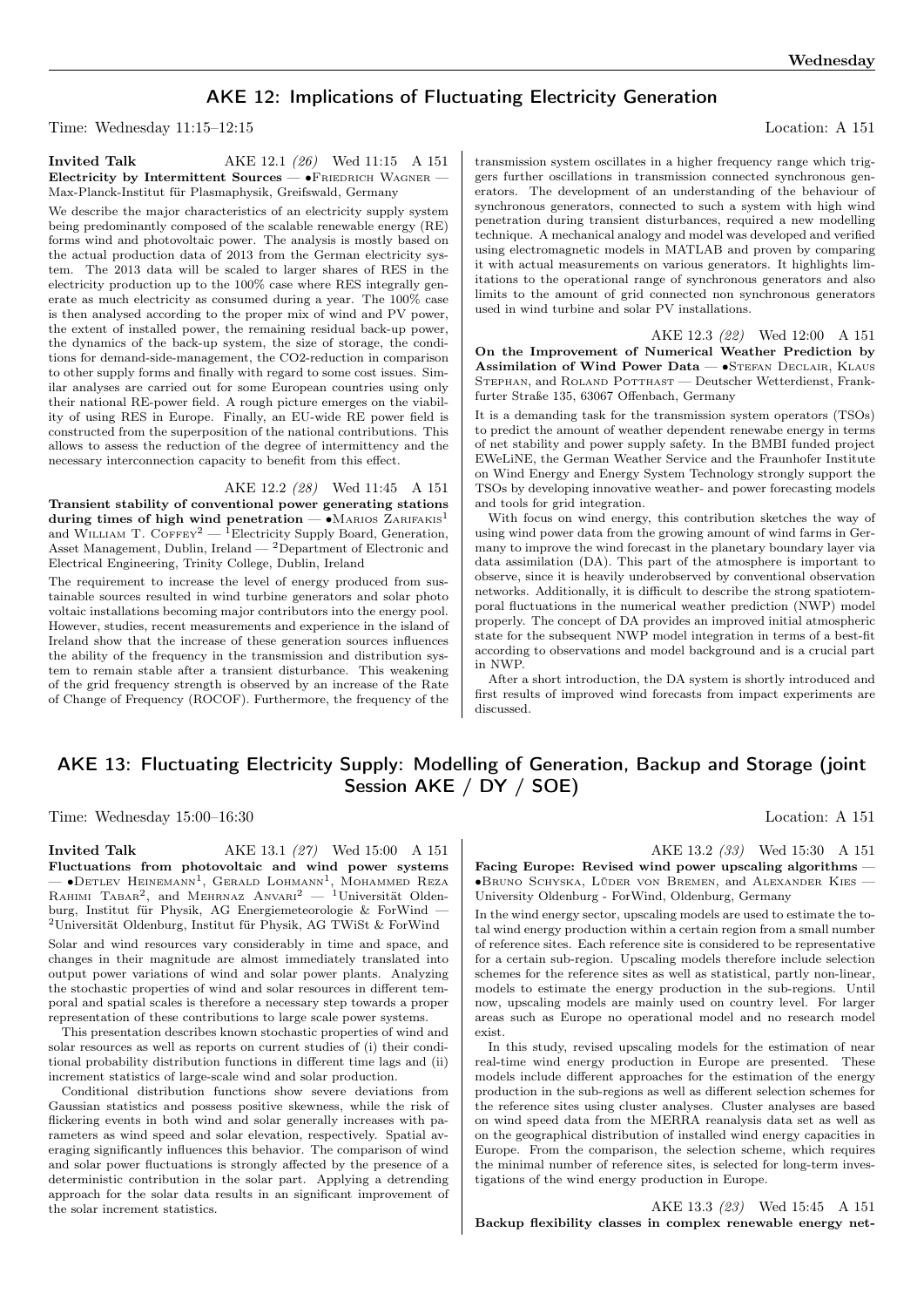## AKE 12: Implications of Fluctuating Electricity Generation

Time: Wednesday 11:15–12:15 Location: A 151

**Invited Talk** AKE 12.1 *(26)* Wed 11:15 A 151
**Electricity by Intermittent Sources** — •Friedrich Wagner — Max-Planck-Institut für Plasmaphysik, Greifswald, Germany

We describe the major characteristics of an electricity supply system being predominantly composed of the scalable renewable energy (RE) forms wind and photovoltaic power. The analysis is mostly based on the actual production data of 2013 from the German electricity system. The 2013 data will be scaled to larger shares of RES in the electricity production up to the 100% case where RES integrally generate as much electricity as consumed during a year. The 100% case is then analysed according to the proper mix of wind and PV power, the extent of installed power, the remaining residual back-up power, the dynamics of the back-up system, the size of storage, the conditions for demand-side-management, the CO2-reduction in comparison to other supply forms and finally with regard to some cost issues. Similar analyses are carried out for some European countries using only their national RE-power field. A rough picture emerges on the viability of using RES in Europe. Finally, an EU-wide RE power field is constructed from the superposition of the national contributions. This allows to assess the reduction of the degree of intermittency and the necessary interconnection capacity to benefit from this effect.

AKE 12.2 *(28)* Wed 11:45 A 151
**Transient stability of conventional power generating stations during times of high wind penetration** — •Marios Zarifakis[1] and William T. Coffey[2] — [1]Electricity Supply Board, Generation, Asset Management, Dublin, Ireland — [2]Department of Electronic and Electrical Engineering, Trinity College, Dublin, Ireland

The requirement to increase the level of energy produced from sustainable sources resulted in wind turbine generators and solar photo voltaic installations becoming major contributors into the energy pool. However, studies, recent measurements and experience in the island of Ireland show that the increase of these generation sources influences the ability of the frequency in the transmission and distribution system to remain stable after a transient disturbance. This weakening of the grid frequency strength is observed by an increase of the Rate of Change of Frequency (ROCOF). Furthermore, the frequency of the transmission system oscillates in a higher frequency range which triggers further oscillations in transmission connected synchronous generators. The development of an understanding of the behaviour of synchronous generators, connected to such a system with high wind penetration during transient disturbances, required a new modelling technique. A mechanical analogy and model was developed and verified using electromagnetic models in MATLAB and proven by comparing it with actual measurements on various generators. It highlights limitations to the operational range of synchronous generators and also limits to the amount of grid connected non synchronous generators used in wind turbine and solar PV installations.

AKE 12.3 *(22)* Wed 12:00 A 151
**On the Improvement of Numerical Weather Prediction by Assimilation of Wind Power Data** — •Stefan Declair, Klaus Stephan, and Roland Potthast — Deutscher Wetterdienst, Frankfurter Straße 135, 63067 Offenbach, Germany

It is a demanding task for the transmission system operators (TSOs) to predict the amount of weather dependent renewabe energy in terms of net stability and power supply safety. In the BMBI funded project EWeLiNE, the German Weather Service and the Fraunhofer Institute on Wind Energy and Energy System Technology strongly support the TSOs by developing innovative weather- and power forecasting models and tools for grid integration.

With focus on wind energy, this contribution sketches the way of using wind power data from the growing amount of wind farms in Germany to improve the wind forecast in the planetary boundary layer via data assimilation (DA). This part of the atmosphere is important to observe, since it is heavily underobserved by conventional observation networks. Additionally, it is difficult to describe the strong spatiotemporal fluctuations in the numerical weather prediction (NWP) model properly. The concept of DA provides an improved initial atmospheric state for the subsequent NWP model integration in terms of a best-fit according to observations and model background and is a crucial part in NWP.

After a short introduction, the DA system is shortly introduced and first results of improved wind forecasts from impact experiments are discussed.

## AKE 13: Fluctuating Electricity Supply: Modelling of Generation, Backup and Storage (joint Session AKE / DY / SOE)

Time: Wednesday 15:00–16:30 Location: A 151

**Invited Talk** AKE 13.1 *(27)* Wed 15:00 A 151
**Fluctuations from photovoltaic and wind power systems** — •Detlev Heinemann[1], Gerald Lohmann[1], Mohammed Reza Rahimi Tabar[2], and Mehrnaz Anvari[2] — [1]Universität Oldenburg, Institut für Physik, AG Energiemeteorologie & ForWind — [2]Universität Oldenburg, Institut für Physik, AG TWiSt & ForWind

Solar and wind resources vary considerably in time and space, and changes in their magnitude are almost immediately translated into output power variations of wind and solar power plants. Analyzing the stochastic properties of wind and solar resources in different temporal and spatial scales is therefore a necessary step towards a proper representation of these contributions to large scale power systems.

This presentation describes known stochastic properties of wind and solar resources as well as reports on current studies of (i) their conditional probability distribution functions in different time lags and (ii) increment statistics of large-scale wind and solar production.

Conditional distribution functions show severe deviations from Gaussian statistics and possess positive skewness, while the risk of flickering events in both wind and solar generally increases with parameters as wind speed and solar elevation, respectively. Spatial averaging significantly influences this behavior. The comparison of wind and solar power fluctuations is strongly affected by the presence of a deterministic contribution in the solar part. Applying a detrending approach for the solar data results in an significant improvement of the solar increment statistics.

AKE 13.2 *(33)* Wed 15:30 A 151
**Facing Europe: Revised wind power upscaling algorithms** — •Bruno Schyska, Lüder von Bremen, and Alexander Kies — University Oldenburg - ForWind, Oldenburg, Germany

In the wind energy sector, upscaling models are used to estimate the total wind energy production within a certain region from a small number of reference sites. Each reference site is considered to be representative for a certain sub-region. Upscaling models therefore include selection schemes for the reference sites as well as statistical, partly non-linear, models to estimate the energy production in the sub-regions. Until now, upscaling models are mainly used on country level. For larger areas such as Europe no operational model and no research model exist.

In this study, revised upscaling models for the estimation of near real-time wind energy production in Europe are presented. These models include different approaches for the estimation of the energy production in the sub-regions as well as different selection schemes for the reference sites using cluster analyses. Cluster analyses are based on wind speed data from the MERRA reanalysis data set as well as on the geographical distribution of installed wind energy capacities in Europe. From the comparison, the selection scheme, which requires the minimal number of reference sites, is selected for long-term investigations of the wind energy production in Europe.

AKE 13.3 *(23)* Wed 15:45 A 151
**Backup flexibility classes in complex renewable energy net-**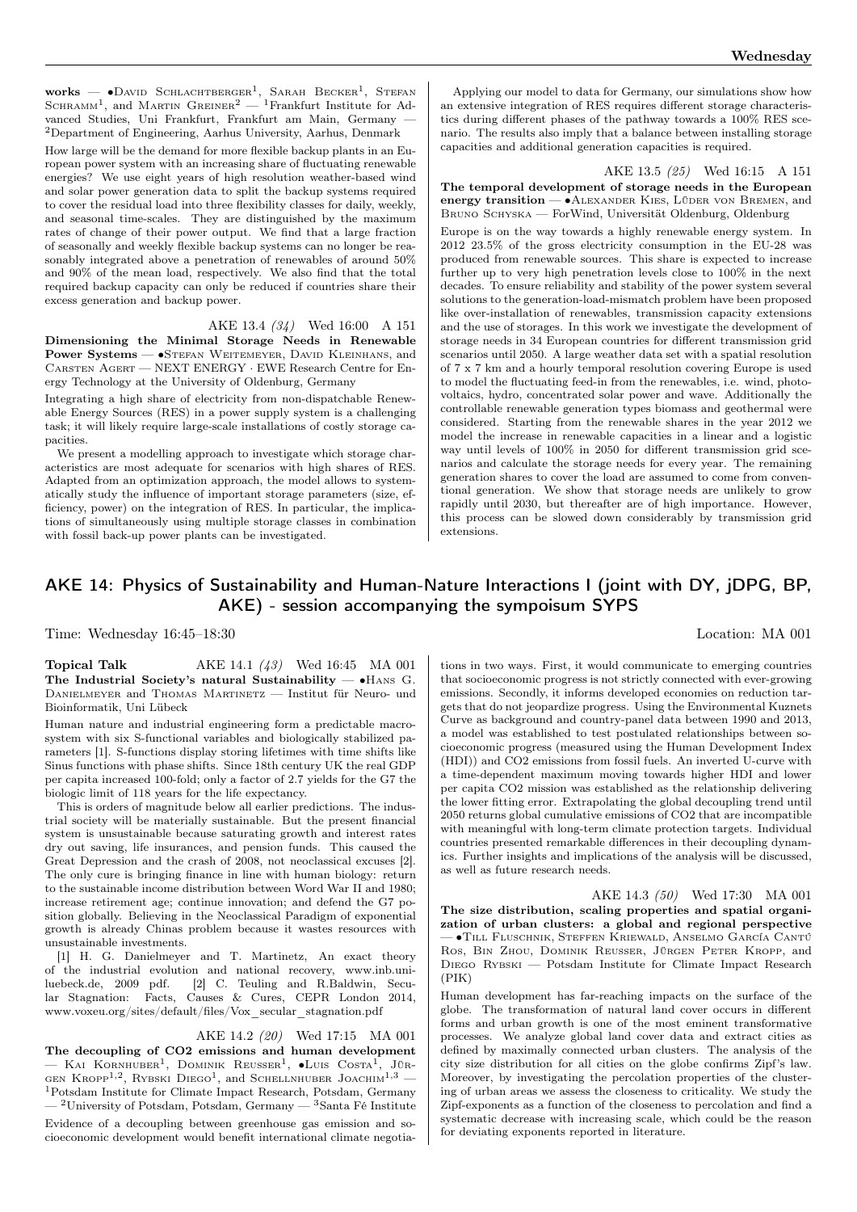**works** — •David Schlachtberger[1], Sarah Becker[1], Stefan Schramm[1], and Martin Greiner[2] — [1]Frankfurt Institute for Advanced Studies, Uni Frankfurt, Frankfurt am Main, Germany — [2]Department of Engineering, Aarhus University, Aarhus, Denmark

How large will be the demand for more flexible backup plants in an European power system with an increasing share of fluctuating renewable energies? We use eight years of high resolution weather-based wind and solar power generation data to split the backup systems required to cover the residual load into three flexibility classes for daily, weekly, and seasonal time-scales. They are distinguished by the maximum rates of change of their power output. We find that a large fraction of seasonally and weekly flexible backup systems can no longer be reasonably integrated above a penetration of renewables of around 50% and 90% of the mean load, respectively. We also find that the total required backup capacity can only be reduced if countries share their excess generation and backup power.

AKE 13.4 *(34)* Wed 16:00 A 151

**Dimensioning the Minimal Storage Needs in Renewable Power Systems** — •Stefan Weitemeyer, David Kleinhans, and Carsten Agert — NEXT ENERGY · EWE Research Centre for Energy Technology at the University of Oldenburg, Germany

Integrating a high share of electricity from non-dispatchable Renewable Energy Sources (RES) in a power supply system is a challenging task; it will likely require large-scale installations of costly storage capacities.

We present a modelling approach to investigate which storage characteristics are most adequate for scenarios with high shares of RES. Adapted from an optimization approach, the model allows to systematically study the influence of important storage parameters (size, efficiency, power) on the integration of RES. In particular, the implications of simultaneously using multiple storage classes in combination with fossil back-up power plants can be investigated.

Applying our model to data for Germany, our simulations show how an extensive integration of RES requires different storage characteristics during different phases of the pathway towards a 100% RES scenario. The results also imply that a balance between installing storage capacities and additional generation capacities is required.

AKE 13.5 *(25)* Wed 16:15 A 151

**The temporal development of storage needs in the European energy transition** — •Alexander Kies, Lüder von Bremen, and Bruno Schyska — ForWind, Universität Oldenburg, Oldenburg

Europe is on the way towards a highly renewable energy system. In 2012 23.5% of the gross electricity consumption in the EU-28 was produced from renewable sources. This share is expected to increase further up to very high penetration levels close to 100% in the next decades. To ensure reliability and stability of the power system several solutions to the generation-load-mismatch problem have been proposed like over-installation of renewables, transmission capacity extensions and the use of storages. In this work we investigate the development of storage needs in 34 European countries for different transmission grid scenarios until 2050. A large weather data set with a spatial resolution of 7 x 7 km and a hourly temporal resolution covering Europe is used to model the fluctuating feed-in from the renewables, i.e. wind, photovoltaics, hydro, concentrated solar power and wave. Additionally the controllable renewable generation types biomass and geothermal were considered. Starting from the renewable shares in the year 2012 we model the increase in renewable capacities in a linear and a logistic way until levels of 100% in 2050 for different transmission grid scenarios and calculate the storage needs for every year. The remaining generation shares to cover the load are assumed to come from conventional generation. We show that storage needs are unlikely to grow rapidly until 2030, but thereafter are of high importance. However, this process can be slowed down considerably by transmission grid extensions.

## AKE 14: Physics of Sustainability and Human-Nature Interactions I (joint with DY, jDPG, BP, AKE) - session accompanying the sympoisum SYPS

Time: Wednesday 16:45–18:30 Location: MA 001

**Topical Talk** AKE 14.1 *(43)* Wed 16:45 MA 001

**The Industrial Society's natural Sustainability** — •Hans G. Danielmeyer and Thomas Martinetz — Institut für Neuro- und Bioinformatik, Uni Lübeck

Human nature and industrial engineering form a predictable macrosystem with six S-functional variables and biologically stabilized parameters [1]. S-functions display storing lifetimes with time shifts like Sinus functions with phase shifts. Since 18th century UK the real GDP per capita increased 100-fold; only a factor of 2.7 yields for the G7 the biologic limit of 118 years for the life expectancy.

This is orders of magnitude below all earlier predictions. The industrial society will be materially sustainable. But the present financial system is unsustainable because saturating growth and interest rates dry out saving, life insurances, and pension funds. This caused the Great Depression and the crash of 2008, not neoclassical excuses [2]. The only cure is bringing finance in line with human biology: return to the sustainable income distribution between Word War II and 1980; increase retirement age; continue innovation; and defend the G7 position globally. Believing in the Neoclassical Paradigm of exponential growth is already Chinas problem because it wastes resources with unsustainable investments.

[1] H. G. Danielmeyer and T. Martinetz, An exact theory of the industrial evolution and national recovery, www.inb.uni-luebeck.de, 2009 pdf. [2] C. Teuling and R.Baldwin, Secular Stagnation: Facts, Causes & Cures, CEPR London 2014, www.voxeu.org/sites/default/files/Vox_secular_stagnation.pdf

AKE 14.2 *(20)* Wed 17:15 MA 001

**The decoupling of CO2 emissions and human development** — Kai Kornhuber[1], Dominik Reusser[1], •Luis Costa[1], Jürgen Kropp[1,2], Rybski Diego[1], and Schellnhuber Joachim[1,3] — [1]Potsdam Institute for Climate Impact Research, Potsdam, Germany — [2]University of Potsdam, Potsdam, Germany — [3]Santa Fé Institute

Evidence of a decoupling between greenhouse gas emission and socioeconomic development would benefit international climate negotiations in two ways. First, it would communicate to emerging countries that socioeconomic progress is not strictly connected with ever-growing emissions. Secondly, it informs developed economies on reduction targets that do not jeopardize progress. Using the Environmental Kuznets Curve as background and country-panel data between 1990 and 2013, a model was established to test postulated relationships between socioeconomic progress (measured using the Human Development Index (HDI)) and CO2 emissions from fossil fuels. An inverted U-curve with a time-dependent maximum moving towards higher HDI and lower per capita CO2 mission was established as the relationship delivering the lower fitting error. Extrapolating the global decoupling trend until 2050 returns global cumulative emissions of CO2 that are incompatible with meaningful with long-term climate protection targets. Individual countries presented remarkable differences in their decoupling dynamics. Further insights and implications of the analysis will be discussed, as well as future research needs.

AKE 14.3 *(50)* Wed 17:30 MA 001

**The size distribution, scaling properties and spatial organization of urban clusters: a global and regional perspective** — •Till Fluschnik, Steffen Kriewald, Anselmo García Cantú Ros, Bin Zhou, Dominik Reusser, Jürgen Peter Kropp, and Diego Rybski — Potsdam Institute for Climate Impact Research (PIK)

Human development has far-reaching impacts on the surface of the globe. The transformation of natural land cover occurs in different forms and urban growth is one of the most eminent transformative processes. We analyze global land cover data and extract cities as defined by maximally connected urban clusters. The analysis of the city size distribution for all cities on the globe confirms Zipf's law. Moreover, by investigating the percolation properties of the clustering of urban areas we assess the closeness to criticality. We study the Zipf-exponents as a function of the closeness to percolation and find a systematic decrease with increasing scale, which could be the reason for deviating exponents reported in literature.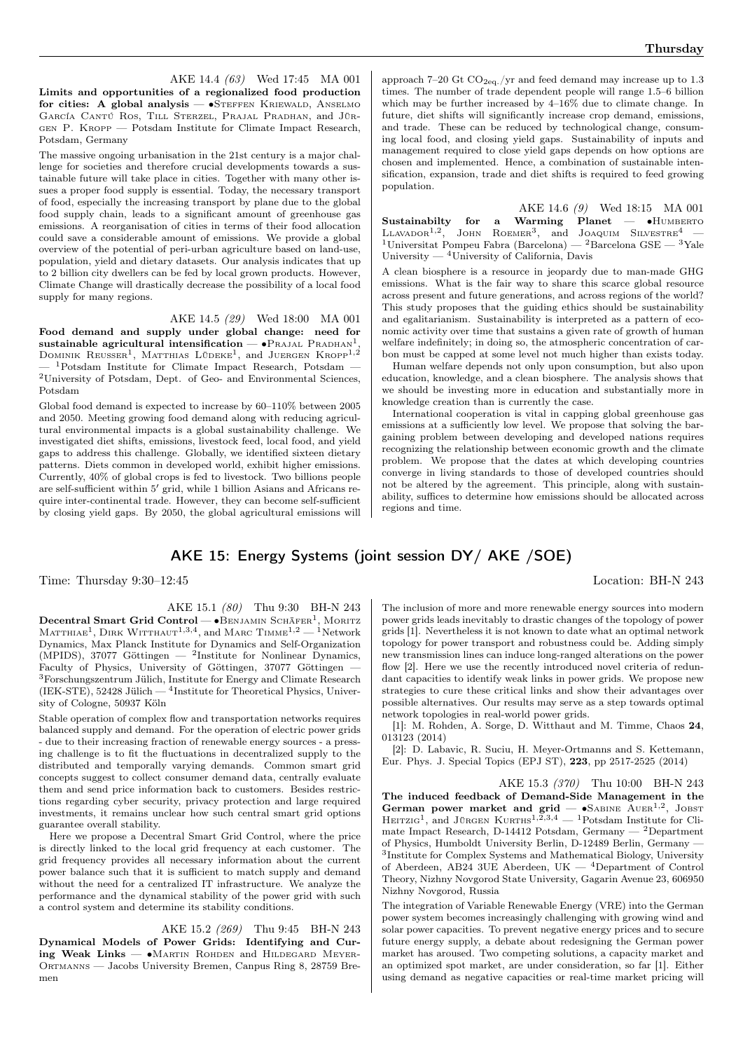AKE 14.4 *(63)* Wed 17:45 MA 001

**Limits and opportunities of a regionalized food production for cities: A global analysis** — •Steffen Kriewald, Anselmo García Cantú Ros, Till Sterzel, Prajal Pradhan, and Jürgen P. Kropp — Potsdam Institute for Climate Impact Research, Potsdam, Germany

The massive ongoing urbanisation in the 21st century is a major challenge for societies and therefore crucial developments towards a sustainable future will take place in cities. Together with many other issues a proper food supply is essential. Today, the necessary transport of food, especially the increasing transport by plane due to the global food supply chain, leads to a significant amount of greenhouse gas emissions. A reorganisation of cities in terms of their food allocation could save a considerable amount of emissions. We provide a global overview of the potential of peri-urban agriculture based on land-use, population, yield and dietary datasets. Our analysis indicates that up to 2 billion city dwellers can be fed by local grown products. However, Climate Change will drastically decrease the possibility of a local food supply for many regions.

AKE 14.5 *(29)* Wed 18:00 MA 001

**Food demand and supply under global change: need for sustainable agricultural intensification** — •Prajal Pradhan[1], Dominik Reusser[1], Matthias Lüdeke[1], and Juergen Kropp[1,2] — [1]Potsdam Institute for Climate Impact Research, Potsdam — [2]University of Potsdam, Dept. of Geo- and Environmental Sciences, Potsdam

Global food demand is expected to increase by 60–110% between 2005 and 2050. Meeting growing food demand along with reducing agricultural environmental impacts is a global sustainability challenge. We investigated diet shifts, emissions, livestock feed, local food, and yield gaps to address this challenge. Globally, we identified sixteen dietary patterns. Diets common in developed world, exhibit higher emissions. Currently, 40% of global crops is fed to livestock. Two billions people are self-sufficient within 5′ grid, while 1 billion Asians and Africans require inter-continental trade. However, they can become self-sufficient by closing yield gaps. By 2050, the global agricultural emissions will approach 7–20 Gt $CO_{2eq.}$/yr and feed demand may increase up to 1.3 times. The number of trade dependent people will range 1.5–6 billion which may be further increased by 4–16% due to climate change. In future, diet shifts will significantly increase crop demand, emissions, and trade. These can be reduced by technological change, consuming local food, and closing yield gaps. Sustainability of inputs and management required to close yield gaps depends on how options are chosen and implemented. Hence, a combination of sustainable intensification, expansion, trade and diet shifts is required to feed growing population.

AKE 14.6 *(9)* Wed 18:15 MA 001

**Sustainabilty for a Warming Planet** — •Humberto Llavador[1,2], John Roemer[3], and Joaquim Silvestre[4] — [1]Universitat Pompeu Fabra (Barcelona) — [2]Barcelona GSE — [3]Yale University — [4]University of California, Davis

A clean biosphere is a resource in jeopardy due to man-made GHG emissions. What is the fair way to share this scarce global resource across present and future generations, and across regions of the world? This study proposes that the guiding ethics should be sustainability and egalitarianism. Sustainability is interpreted as a pattern of economic activity over time that sustains a given rate of growth of human welfare indefinitely; in doing so, the atmospheric concentration of carbon must be capped at some level not much higher than exists today.

Human welfare depends not only upon consumption, but also upon education, knowledge, and a clean biosphere. The analysis shows that we should be investing more in education and substantially more in knowledge creation than is currently the case.

International cooperation is vital in capping global greenhouse gas emissions at a sufficiently low level. We propose that solving the bargaining problem between developing and developed nations requires recognizing the relationship between economic growth and the climate problem. We propose that the dates at which developing countries converge in living standards to those of developed countries should not be altered by the agreement. This principle, along with sustainability, suffices to determine how emissions should be allocated across regions and time.

## AKE 15: Energy Systems (joint session DY/ AKE /SOE)

Time: Thursday 9:30–12:45 Location: BH-N 243

AKE 15.1 *(80)* Thu 9:30 BH-N 243

**Decentral Smart Grid Control** — •Benjamin Schäfer[1], Moritz Matthiae[1], Dirk Witthaut[1,3,4], and Marc Timme[1,2] — [1]Network Dynamics, Max Planck Institute for Dynamics and Self-Organization (MPIDS), 37077 Göttingen — [2]Institute for Nonlinear Dynamics, Faculty of Physics, University of Göttingen, 37077 Göttingen — [3]Forschungszentrum Jülich, Institute for Energy and Climate Research (IEK-STE), 52428 Jülich — [4]Institute for Theoretical Physics, University of Cologne, 50937 Köln

Stable operation of complex flow and transportation networks requires balanced supply and demand. For the operation of electric power grids - due to their increasing fraction of renewable energy sources - a pressing challenge is to fit the fluctuations in decentralized supply to the distributed and temporally varying demands. Common smart grid concepts suggest to collect consumer demand data, centrally evaluate them and send price information back to customers. Besides restrictions regarding cyber security, privacy protection and large required investments, it remains unclear how such central smart grid options guarantee overall stability.

Here we propose a Decentral Smart Grid Control, where the price is directly linked to the local grid frequency at each customer. The grid frequency provides all necessary information about the current power balance such that it is sufficient to match supply and demand without the need for a centralized IT infrastructure. We analyze the performance and the dynamical stability of the power grid with such a control system and determine its stability conditions.

AKE 15.2 *(269)* Thu 9:45 BH-N 243

**Dynamical Models of Power Grids: Identifying and Curing Weak Links** — •Martin Rohden and Hildegard Meyer-Ortmanns — Jacobs University Bremen, Canpus Ring 8, 28759 Bremen

The inclusion of more and more renewable energy sources into modern power grids leads inevitably to drastic changes of the topology of power grids [1]. Nevertheless it is not known to date what an optimal network topology for power transport and robustness could be. Adding simply new transmission lines can induce long-ranged alterations on the power flow [2]. Here we use the recently introduced novel criteria of redundant capacities to identify weak links in power grids. We propose new strategies to cure these critical links and show their advantages over possible alternatives. Our results may serve as a step towards optimal network topologies in real-world power grids.

[1]: M. Rohden, A. Sorge, D. Witthaut and M. Timme, Chaos **24**, 013123 (2014)

[2]: D. Labavic, R. Suciu, H. Meyer-Ortmanns and S. Kettemann, Eur. Phys. J. Special Topics (EPJ ST), **223**, pp 2517-2525 (2014)

AKE 15.3 *(370)* Thu 10:00 BH-N 243

**The induced feedback of Demand-Side Management in the German power market and grid** — •Sabine Auer[1,2], Jobst Heitzig[1], and Jürgen Kurths[1,2,3,4] — [1]Potsdam Institute for Climate Impact Research, D-14412 Potsdam, Germany — [2]Department of Physics, Humboldt University Berlin, D-12489 Berlin, Germany — [3]Institute for Complex Systems and Mathematical Biology, University of Aberdeen, AB24 3UE Aberdeen, UK — [4]Department of Control Theory, Nizhny Novgorod State University, Gagarin Avenue 23, 606950 Nizhny Novgorod, Russia

The integration of Variable Renewable Energy (VRE) into the German power system becomes increasingly challenging with growing wind and solar power capacities. To prevent negative energy prices and to secure future energy supply, a debate about redesigning the German power market has aroused. Two competing solutions, a capacity market and an optimized spot market, are under consideration, so far [1]. Either using demand as negative capacities or real-time market pricing will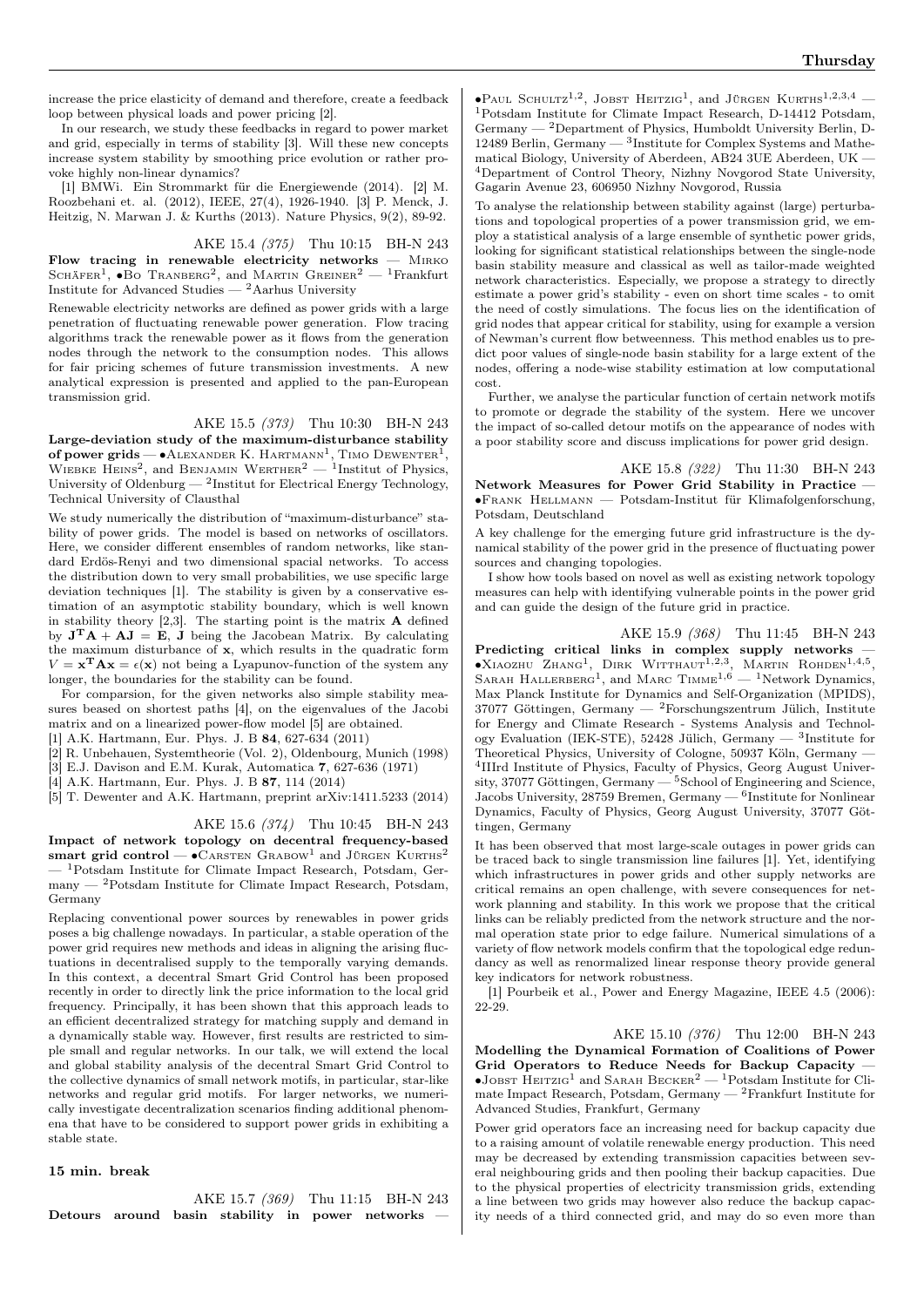increase the price elasticity of demand and therefore, create a feedback loop between physical loads and power pricing [2].

In our research, we study these feedbacks in regard to power market and grid, especially in terms of stability [3]. Will these new concepts increase system stability by smoothing price evolution or rather provoke highly non-linear dynamics?

[1] BMWi. Ein Strommarkt für die Energiewende (2014). [2] M. Roozbehani et. al. (2012), IEEE, 27(4), 1926-1940. [3] P. Menck, J. Heitzig, N. Marwan J. & Kurths (2013). Nature Physics, 9(2), 89-92.

AKE 15.4 *(375)* Thu 10:15 BH-N 243

**Flow tracing in renewable electricity networks** — Mirko Schäfer[1], •Bo Tranberg[2], and Martin Greiner[2] — [1]Frankfurt Institute for Advanced Studies — [2]Aarhus University

Renewable electricity networks are defined as power grids with a large penetration of fluctuating renewable power generation. Flow tracing algorithms track the renewable power as it flows from the generation nodes through the network to the consumption nodes. This allows for fair pricing schemes of future transmission investments. A new analytical expression is presented and applied to the pan-European transmission grid.

AKE 15.5 *(373)* Thu 10:30 BH-N 243

**Large-deviation study of the maximum-disturbance stability of power grids** — •Alexander K. Hartmann[1], Timo Dewenter[1], Wiebke Heins[2], and Benjamin Werther[2] — [1]Institut of Physics, University of Oldenburg — [2]Institut for Electrical Energy Technology, Technical University of Clausthal

We study numerically the distribution of "maximum-disturbance" stability of power grids. The model is based on networks of oscillators. Here, we consider different ensembles of random networks, like standard Erdös-Renyi and two dimensional spacial networks. To access the distribution down to very small probabilities, we use specific large deviation techniques [1]. The stability is given by a conservative estimation of an asymptotic stability boundary, which is well known in stability theory [2,3]. The starting point is the matrix $\mathbf{A}$ defined by $\mathbf{J^TA} + \mathbf{AJ} = \mathbf{E}$, $\mathbf{J}$ being the Jacobean Matrix. By calculating the maximum disturbance of $\mathbf{x}$, which results in the quadratic form $V = \mathbf{x^TAx} = \epsilon(\mathbf{x})$ not being a Lyapunov-function of the system any longer, the boundaries for the stability can be found.

For comparsion, for the given networks also simple stability measures beased on shortest paths [4], on the eigenvalues of the Jacobi matrix and on a linearized power-flow model [5] are obtained.

[1] A.K. Hartmann, Eur. Phys. J. B **84**, 627-634 (2011)
[2] R. Unbehauen, Systemtheorie (Vol. 2), Oldenbourg, Munich (1998)
[3] E.J. Davison and E.M. Kurak, Automatica **7**, 627-636 (1971)
[4] A.K. Hartmann, Eur. Phys. J. B **87**, 114 (2014)
[5] T. Dewenter and A.K. Hartmann, preprint arXiv:1411.5233 (2014)

AKE 15.6 *(374)* Thu 10:45 BH-N 243

**Impact of network topology on decentral frequency-based smart grid control** — •Carsten Grabow[1] and Jürgen Kurths[2] — [1]Potsdam Institute for Climate Impact Research, Potsdam, Germany — [2]Potsdam Institute for Climate Impact Research, Potsdam, Germany

Replacing conventional power sources by renewables in power grids poses a big challenge nowadays. In particular, a stable operation of the power grid requires new methods and ideas in aligning the arising fluctuations in decentralised supply to the temporally varying demands. In this context, a decentral Smart Grid Control has been proposed recently in order to directly link the price information to the local grid frequency. Principally, it has been shown that this approach leads to an efficient decentralized strategy for matching supply and demand in a dynamically stable way. However, first results are restricted to simple small and regular networks. In our talk, we will extend the local and global stability analysis of the decentral Smart Grid Control to the collective dynamics of small network motifs, in particular, star-like networks and regular grid motifs. For larger networks, we numerically investigate decentralization scenarios finding additional phenomena that have to be considered to support power grids in exhibiting a stable state.

**15 min. break**

AKE 15.7 *(369)* Thu 11:15 BH-N 243

**Detours around basin stability in power networks** — •Paul Schultz[1,2], Jobst Heitzig[1], and Jürgen Kurths[1,2,3,4] — [1]Potsdam Institute for Climate Impact Research, D-14412 Potsdam, Germany — [2]Department of Physics, Humboldt University Berlin, D-12489 Berlin, Germany — [3]Institute for Complex Systems and Mathematical Biology, University of Aberdeen, AB24 3UE Aberdeen, UK — [4]Department of Control Theory, Nizhny Novgorod State University, Gagarin Avenue 23, 606950 Nizhny Novgorod, Russia

To analyse the relationship between stability against (large) perturbations and topological properties of a power transmission grid, we employ a statistical analysis of a large ensemble of synthetic power grids, looking for significant statistical relationships between the single-node basin stability measure and classical as well as tailor-made weighted network characteristics. Especially, we propose a strategy to directly estimate a power grid's stability - even on short time scales - to omit the need of costly simulations. The focus lies on the identification of grid nodes that appear critical for stability, using for example a version of Newman's current flow betweenness. This method enables us to predict poor values of single-node basin stability for a large extent of the nodes, offering a node-wise stability estimation at low computational cost.

Further, we analyse the particular function of certain network motifs to promote or degrade the stability of the system. Here we uncover the impact of so-called detour motifs on the appearance of nodes with a poor stability score and discuss implications for power grid design.

AKE 15.8 *(322)* Thu 11:30 BH-N 243

**Network Measures for Power Grid Stability in Practice** — •Frank Hellmann — Potsdam-Institut für Klimafolgenforschung, Potsdam, Deutschland

A key challenge for the emerging future grid infrastructure is the dynamical stability of the power grid in the presence of fluctuating power sources and changing topologies.

I show how tools based on novel as well as existing network topology measures can help with identifying vulnerable points in the power grid and can guide the design of the future grid in practice.

AKE 15.9 *(368)* Thu 11:45 BH-N 243

**Predicting critical links in complex supply networks** — •Xiaozhu Zhang[1], Dirk Witthaut[1,2,3], Martin Rohden[1,4,5], Sarah Hallerberg[1], and Marc Timme[1,6] — [1]Network Dynamics, Max Planck Institute for Dynamics and Self-Organization (MPIDS), 37077 Göttingen, Germany — [2]Forschungszentrum Jülich, Institute for Energy and Climate Research - Systems Analysis and Technology Evaluation (IEK-STE), 52428 Jülich, Germany — [3]Institute for Theoretical Physics, University of Cologne, 50937 Köln, Germany — [4]IIIrd Institute of Physics, Faculty of Physics, Georg August University, 37077 Göttingen, Germany — [5]School of Engineering and Science, Jacobs University, 28759 Bremen, Germany — [6]Institute for Nonlinear Dynamics, Faculty of Physics, Georg August University, 37077 Göttingen, Germany

It has been observed that most large-scale outages in power grids can be traced back to single transmission line failures [1]. Yet, identifying which infrastructures in power grids and other supply networks are critical remains an open challenge, with severe consequences for network planning and stability. In this work we propose that the critical links can be reliably predicted from the network structure and the normal operation state prior to edge failure. Numerical simulations of a variety of flow network models confirm that the topological edge redundancy as well as renormalized linear response theory provide general key indicators for network robustness.

[1] Pourbeik et al., Power and Energy Magazine, IEEE 4.5 (2006): 22-29.

AKE 15.10 *(376)* Thu 12:00 BH-N 243

**Modelling the Dynamical Formation of Coalitions of Power Grid Operators to Reduce Needs for Backup Capacity** — •Jobst Heitzig[1] and Sarah Becker[2] — [1]Potsdam Institute for Climate Impact Research, Potsdam, Germany — [2]Frankfurt Institute for Advanced Studies, Frankfurt, Germany

Power grid operators face an increasing need for backup capacity due to a raising amount of volatile renewable energy production. This need may be decreased by extending transmission capacities between several neighbouring grids and then pooling their backup capacities. Due to the physical properties of electricity transmission grids, extending a line between two grids may however also reduce the backup capacity needs of a third connected grid, and may do so even more than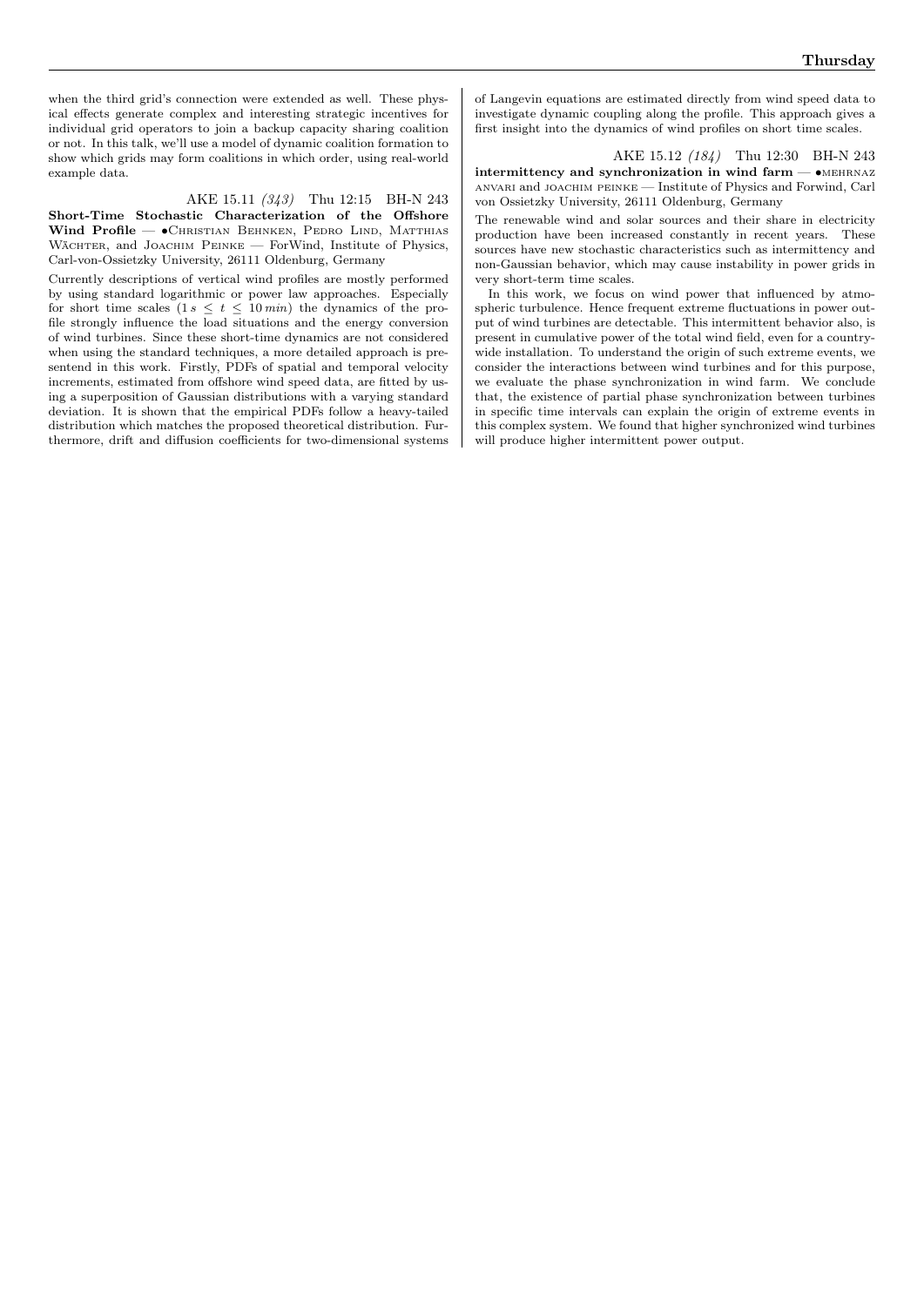when the third grid's connection were extended as well. These physical effects generate complex and interesting strategic incentives for individual grid operators to join a backup capacity sharing coalition or not. In this talk, we'll use a model of dynamic coalition formation to show which grids may form coalitions in which order, using real-world example data.

AKE 15.11 *(343)* Thu 12:15 BH-N 243

**Short-Time Stochastic Characterization of the Offshore Wind Profile** — •Christian Behnken, Pedro Lind, Matthias Wächter, and Joachim Peinke — ForWind, Institute of Physics, Carl-von-Ossietzky University, 26111 Oldenburg, Germany

Currently descriptions of vertical wind profiles are mostly performed by using standard logarithmic or power law approaches. Especially for short time scales ($1\,s \leq t \leq 10\,min$) the dynamics of the profile strongly influence the load situations and the energy conversion of wind turbines. Since these short-time dynamics are not considered when using the standard techniques, a more detailed approach is presentend in this work. Firstly, PDFs of spatial and temporal velocity increments, estimated from offshore wind speed data, are fitted by using a superposition of Gaussian distributions with a varying standard deviation. It is shown that the empirical PDFs follow a heavy-tailed distribution which matches the proposed theoretical distribution. Furthermore, drift and diffusion coefficients for two-dimensional systems of Langevin equations are estimated directly from wind speed data to investigate dynamic coupling along the profile. This approach gives a first insight into the dynamics of wind profiles on short time scales.

AKE 15.12 *(184)* Thu 12:30 BH-N 243

**intermittency and synchronization in wind farm** — •mehrnaz anvari and joachim peinke — Institute of Physics and Forwind, Carl von Ossietzky University, 26111 Oldenburg, Germany

The renewable wind and solar sources and their share in electricity production have been increased constantly in recent years. These sources have new stochastic characteristics such as intermittency and non-Gaussian behavior, which may cause instability in power grids in very short-term time scales.

In this work, we focus on wind power that influenced by atmospheric turbulence. Hence frequent extreme fluctuations in power output of wind turbines are detectable. This intermittent behavior also, is present in cumulative power of the total wind field, even for a countrywide installation. To understand the origin of such extreme events, we consider the interactions between wind turbines and for this purpose, we evaluate the phase synchronization in wind farm. We conclude that, the existence of partial phase synchronization between turbines in specific time intervals can explain the origin of extreme events in this complex system. We found that higher synchronized wind turbines will produce higher intermittent power output.